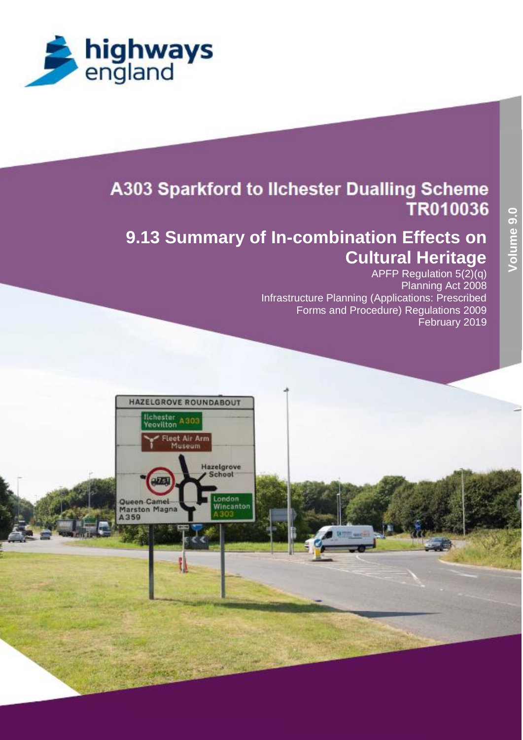highways england

# A303 Sparkford to Ilchester Dualling Scheme
## TR010036

# 9.13 Summary of In-combination Effects on Cultural Heritage

APFP Regulation 5(2)(q)
Planning Act 2008
Infrastructure Planning (Applications: Prescribed Forms and Procedure) Regulations 2009
February 2019

Volume 9.0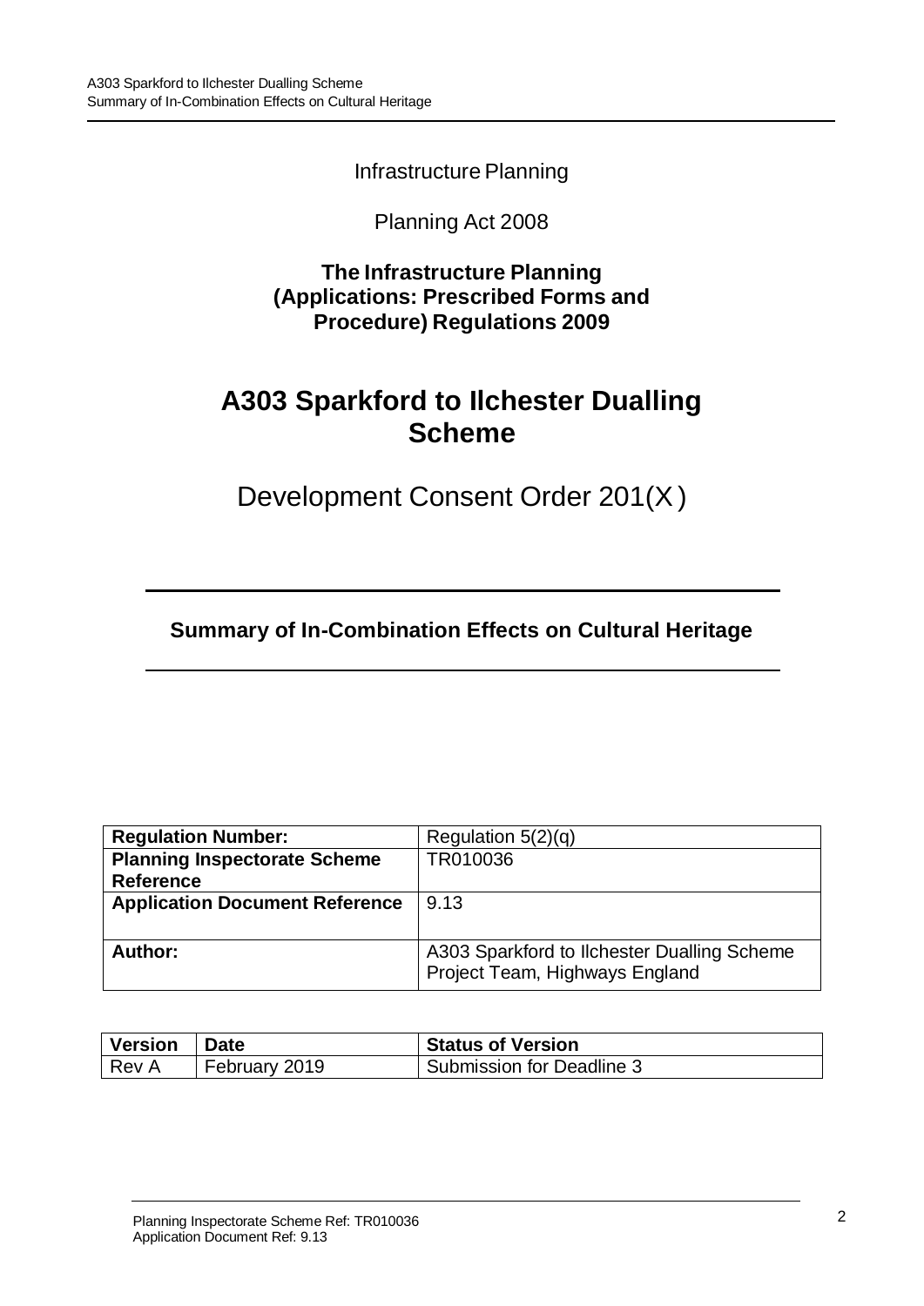Infrastructure Planning

Planning Act 2008

**The Infrastructure Planning (Applications: Prescribed Forms and Procedure) Regulations 2009**

# A303 Sparkford to Ilchester Dualling Scheme

Development Consent Order 201(X)

## Summary of In-Combination Effects on Cultural Heritage

| | |
|---|---|
| **Regulation Number:** | Regulation 5(2)(q) |
| **Planning Inspectorate Scheme Reference** | TR010036 |
| **Application Document Reference** | 9.13 |
| **Author:** | A303 Sparkford to Ilchester Dualling Scheme Project Team, Highways England |

| **Version** | **Date** | **Status of Version** |
|---|---|---|
| Rev A | February 2019 | Submission for Deadline 3 |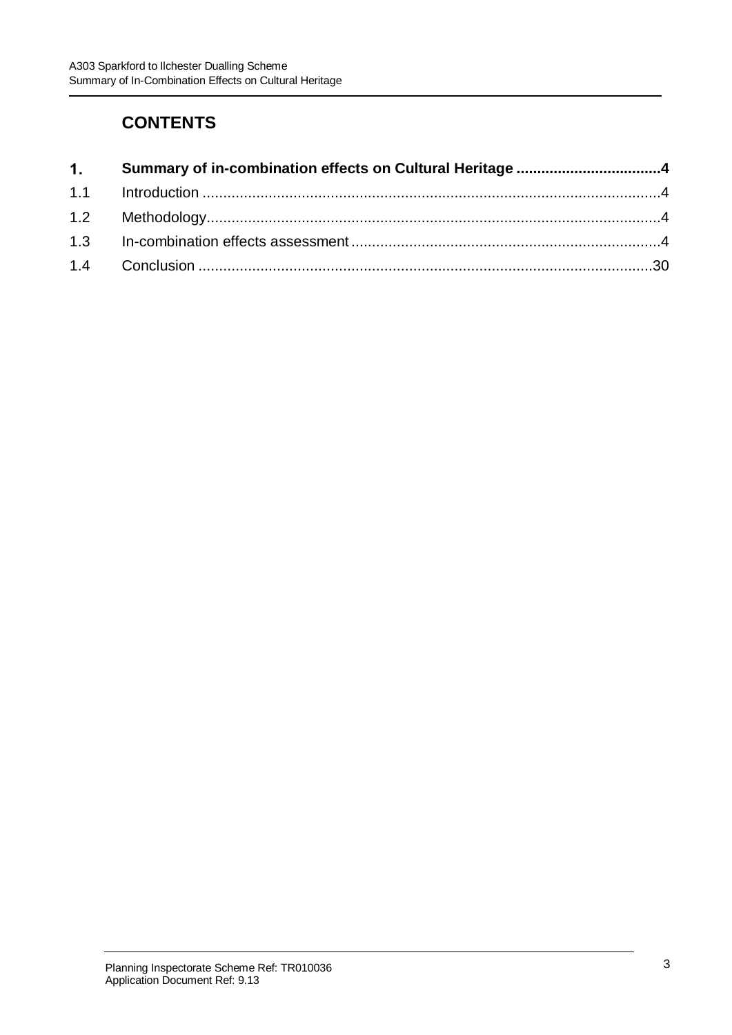# CONTENTS

| | | |
|---|---|---|
| **1.** | **Summary of in-combination effects on Cultural Heritage** | **4** |
| 1.1 | Introduction | 4 |
| 1.2 | Methodology | 4 |
| 1.3 | In-combination effects assessment | 4 |
| 1.4 | Conclusion | 30 |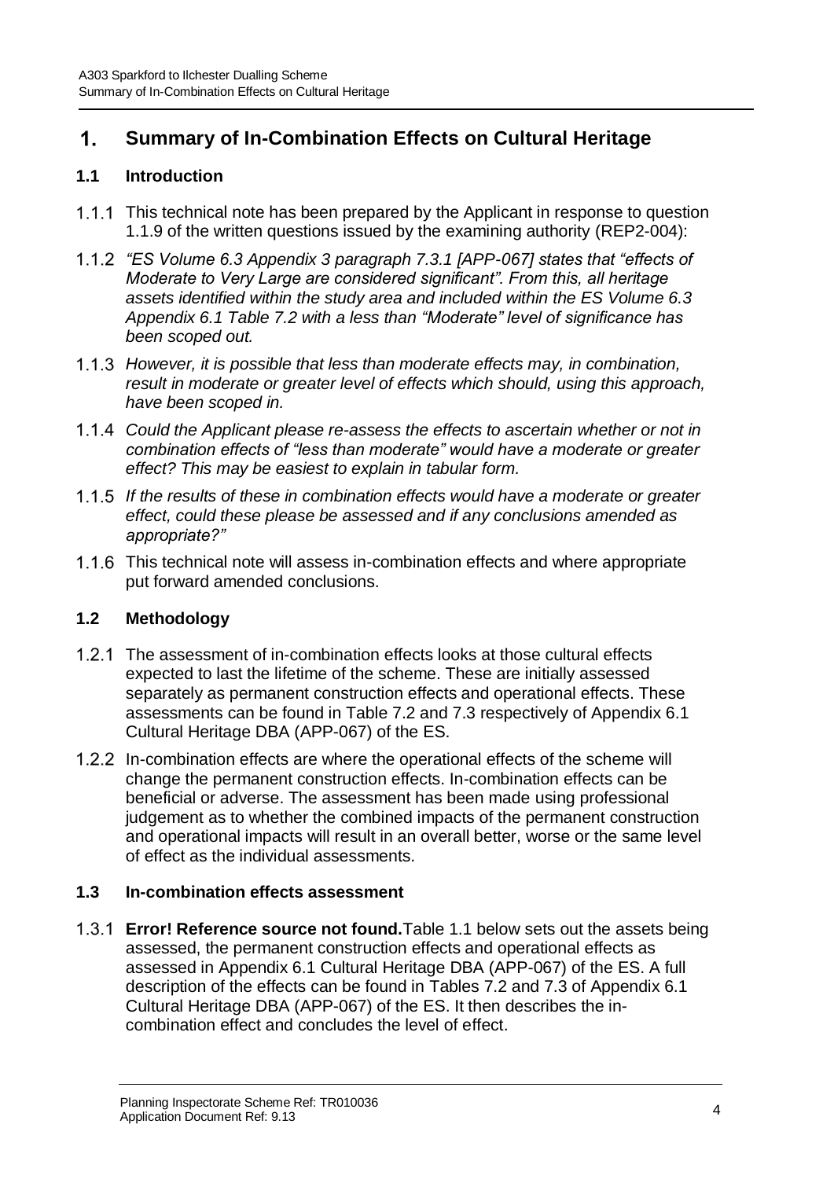# 1. Summary of In-Combination Effects on Cultural Heritage

## 1.1 Introduction

1.1.1 This technical note has been prepared by the Applicant in response to question 1.1.9 of the written questions issued by the examining authority (REP2-004):

1.1.2 *"ES Volume 6.3 Appendix 3 paragraph 7.3.1 [APP-067] states that "effects of Moderate to Very Large are considered significant". From this, all heritage assets identified within the study area and included within the ES Volume 6.3 Appendix 6.1 Table 7.2 with a less than "Moderate" level of significance has been scoped out.*

1.1.3 *However, it is possible that less than moderate effects may, in combination, result in moderate or greater level of effects which should, using this approach, have been scoped in.*

1.1.4 *Could the Applicant please re-assess the effects to ascertain whether or not in combination effects of "less than moderate" would have a moderate or greater effect? This may be easiest to explain in tabular form.*

1.1.5 *If the results of these in combination effects would have a moderate or greater effect, could these please be assessed and if any conclusions amended as appropriate?"*

1.1.6 This technical note will assess in-combination effects and where appropriate put forward amended conclusions.

## 1.2 Methodology

1.2.1 The assessment of in-combination effects looks at those cultural effects expected to last the lifetime of the scheme. These are initially assessed separately as permanent construction effects and operational effects. These assessments can be found in Table 7.2 and 7.3 respectively of Appendix 6.1 Cultural Heritage DBA (APP-067) of the ES.

1.2.2 In-combination effects are where the operational effects of the scheme will change the permanent construction effects. In-combination effects can be beneficial or adverse. The assessment has been made using professional judgement as to whether the combined impacts of the permanent construction and operational impacts will result in an overall better, worse or the same level of effect as the individual assessments.

## 1.3 In-combination effects assessment

1.3.1 **Error! Reference source not found.**Table 1.1 below sets out the assets being assessed, the permanent construction effects and operational effects as assessed in Appendix 6.1 Cultural Heritage DBA (APP-067) of the ES. A full description of the effects can be found in Tables 7.2 and 7.3 of Appendix 6.1 Cultural Heritage DBA (APP-067) of the ES. It then describes the in-combination effect and concludes the level of effect.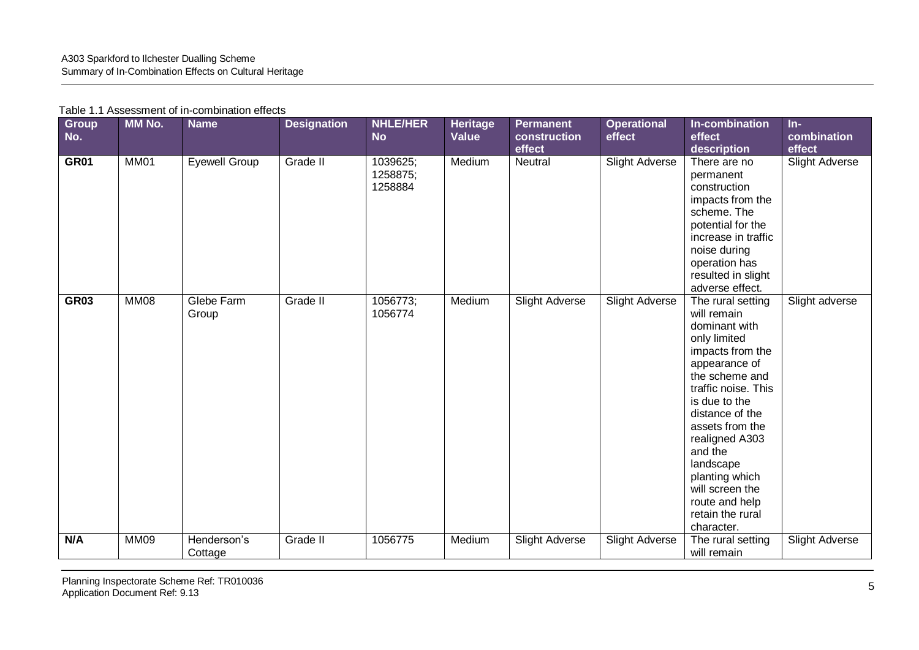Table 1.1 Assessment of in-combination effects

| Group No. | MM No. | Name | Designation | NHLE/HER No | Heritage Value | Permanent construction effect | Operational effect | In-combination effect description | In-combination effect |
|---|---|---|---|---|---|---|---|---|---|
| **GR01** | MM01 | Eyewell Group | Grade II | 1039625; 1258875; 1258884 | Medium | Neutral | Slight Adverse | There are no permanent construction impacts from the scheme. The potential for the increase in traffic noise during operation has resulted in slight adverse effect. | Slight Adverse |
| **GR03** | MM08 | Glebe Farm Group | Grade II | 1056773; 1056774 | Medium | Slight Adverse | Slight Adverse | The rural setting will remain dominant with only limited impacts from the appearance of the scheme and traffic noise. This is due to the distance of the assets from the realigned A303 and the landscape planting which will screen the route and help retain the rural character. | Slight adverse |
| **N/A** | MM09 | Henderson's Cottage | Grade II | 1056775 | Medium | Slight Adverse | Slight Adverse | The rural setting will remain | Slight Adverse |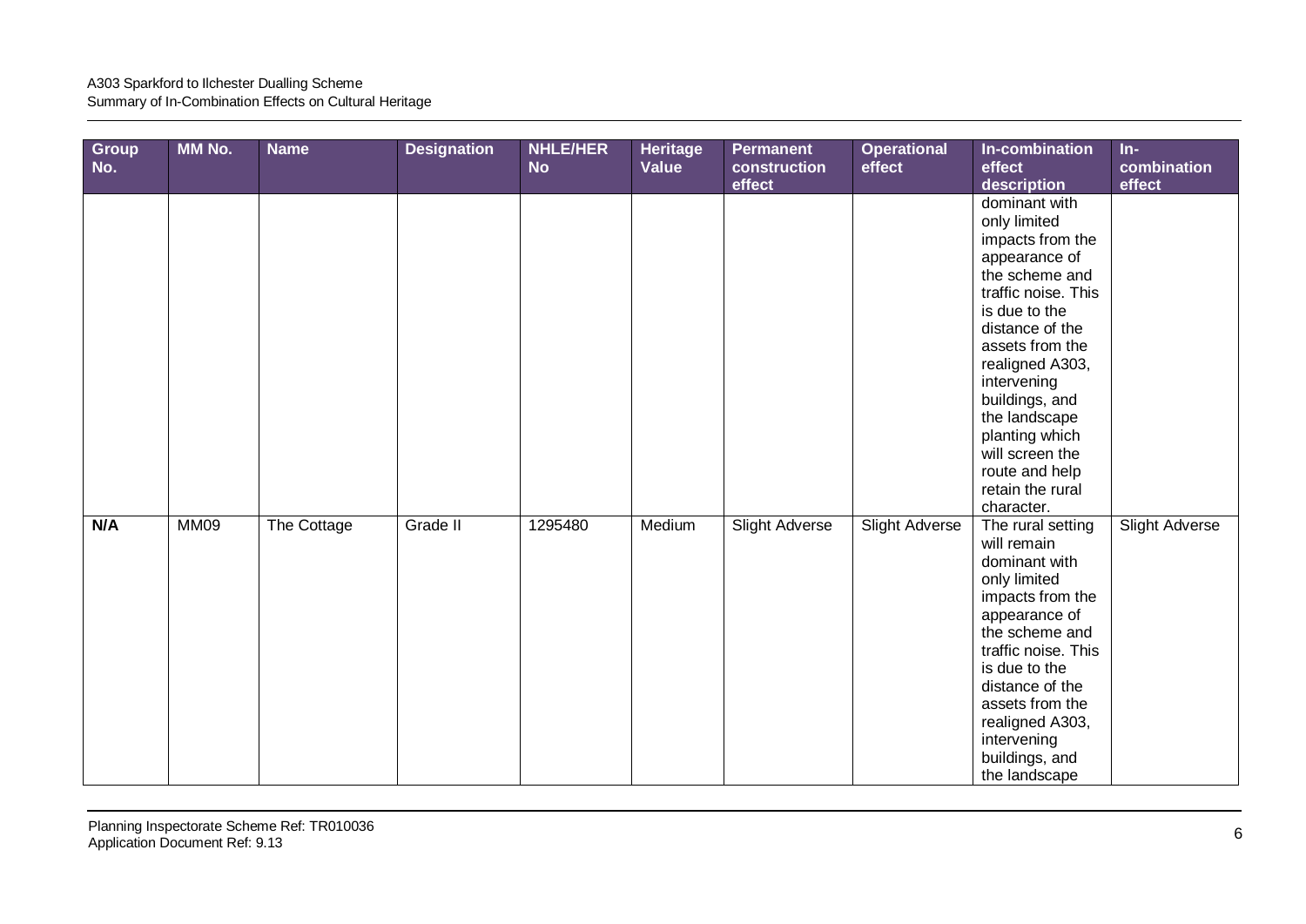| Group No. | MM No. | Name | Designation | NHLE/HER No | Heritage Value | Permanent construction effect | Operational effect | In-combination effect description | In-combination effect |
|---|---|---|---|---|---|---|---|---|---|
| | | | | | | | | dominant with only limited impacts from the appearance of the scheme and traffic noise. This is due to the distance of the assets from the realigned A303, intervening buildings, and the landscape planting which will screen the route and help retain the rural character. | |
| N/A | MM09 | The Cottage | Grade II | 1295480 | Medium | Slight Adverse | Slight Adverse | The rural setting will remain dominant with only limited impacts from the appearance of the scheme and traffic noise. This is due to the distance of the assets from the realigned A303, intervening buildings, and the landscape | Slight Adverse |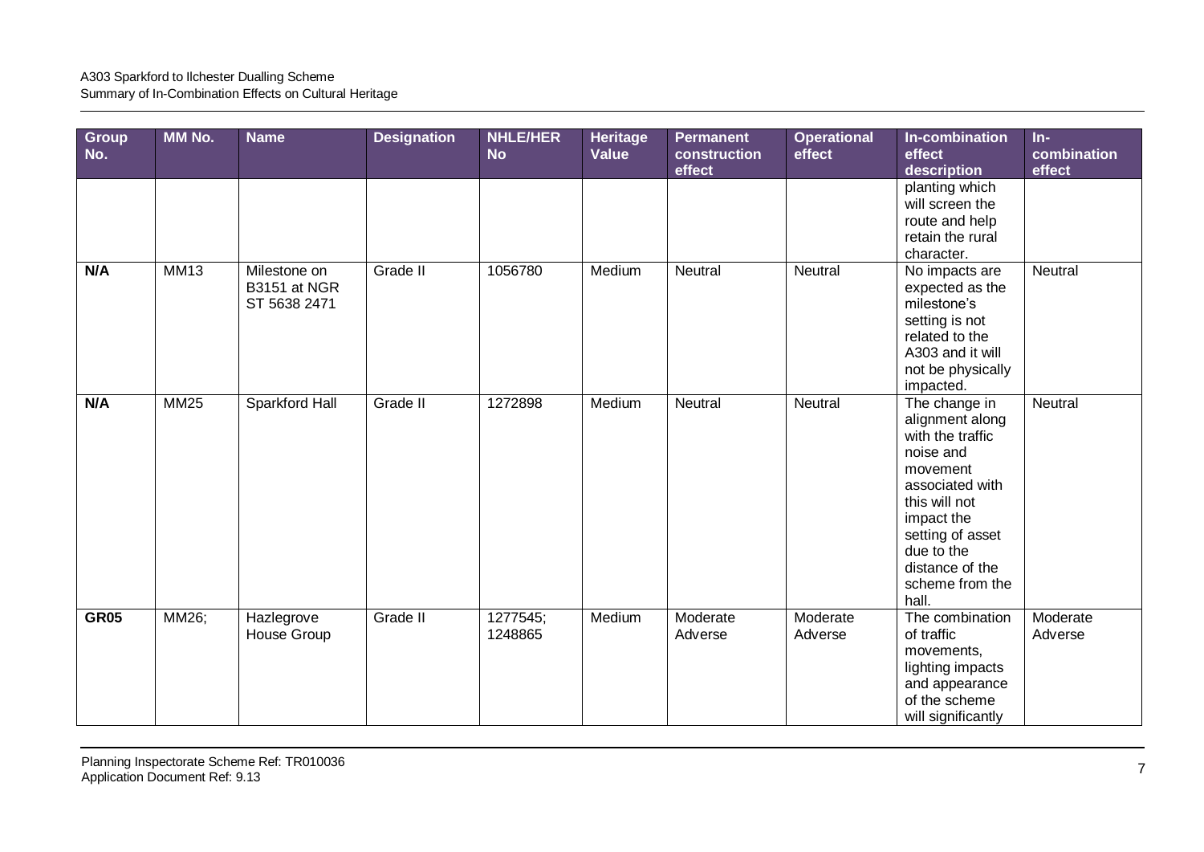| Group No. | MM No. | Name | Designation | NHLE/HER No | Heritage Value | Permanent construction effect | Operational effect | In-combination effect description | In-combination effect |
|---|---|---|---|---|---|---|---|---|---|
| | | | | | | | | planting which will screen the route and help retain the rural character. | |
| **N/A** | MM13 | Milestone on B3151 at NGR ST 5638 2471 | Grade II | 1056780 | Medium | Neutral | Neutral | No impacts are expected as the milestone's setting is not related to the A303 and it will not be physically impacted. | Neutral |
| **N/A** | MM25 | Sparkford Hall | Grade II | 1272898 | Medium | Neutral | Neutral | The change in alignment along with the traffic noise and movement associated with this will not impact the setting of asset due to the distance of the scheme from the hall. | Neutral |
| **GR05** | MM26; | Hazlegrove House Group | Grade II | 1277545; 1248865 | Medium | Moderate Adverse | Moderate Adverse | The combination of traffic movements, lighting impacts and appearance of the scheme will significantly | Moderate Adverse |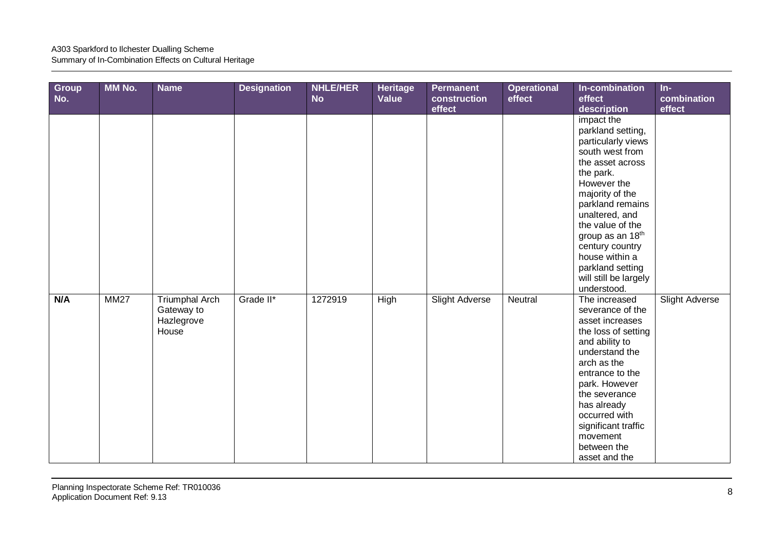| Group No. | MM No. | Name | Designation | NHLE/HER No | Heritage Value | Permanent construction effect | Operational effect | In-combination effect description | In-combination effect |
|---|---|---|---|---|---|---|---|---|---|
| | | | | | | | | impact the parkland setting, particularly views south west from the asset across the park. However the majority of the parkland remains unaltered, and the value of the group as an 18th century country house within a parkland setting will still be largely understood. | |
| **N/A** | MM27 | Triumphal Arch Gateway to Hazlegrove House | Grade II* | 1272919 | High | Slight Adverse | Neutral | The increased severance of the asset increases the loss of setting and ability to understand the arch as the entrance to the park. However the severance has already occurred with significant traffic movement between the asset and the | Slight Adverse |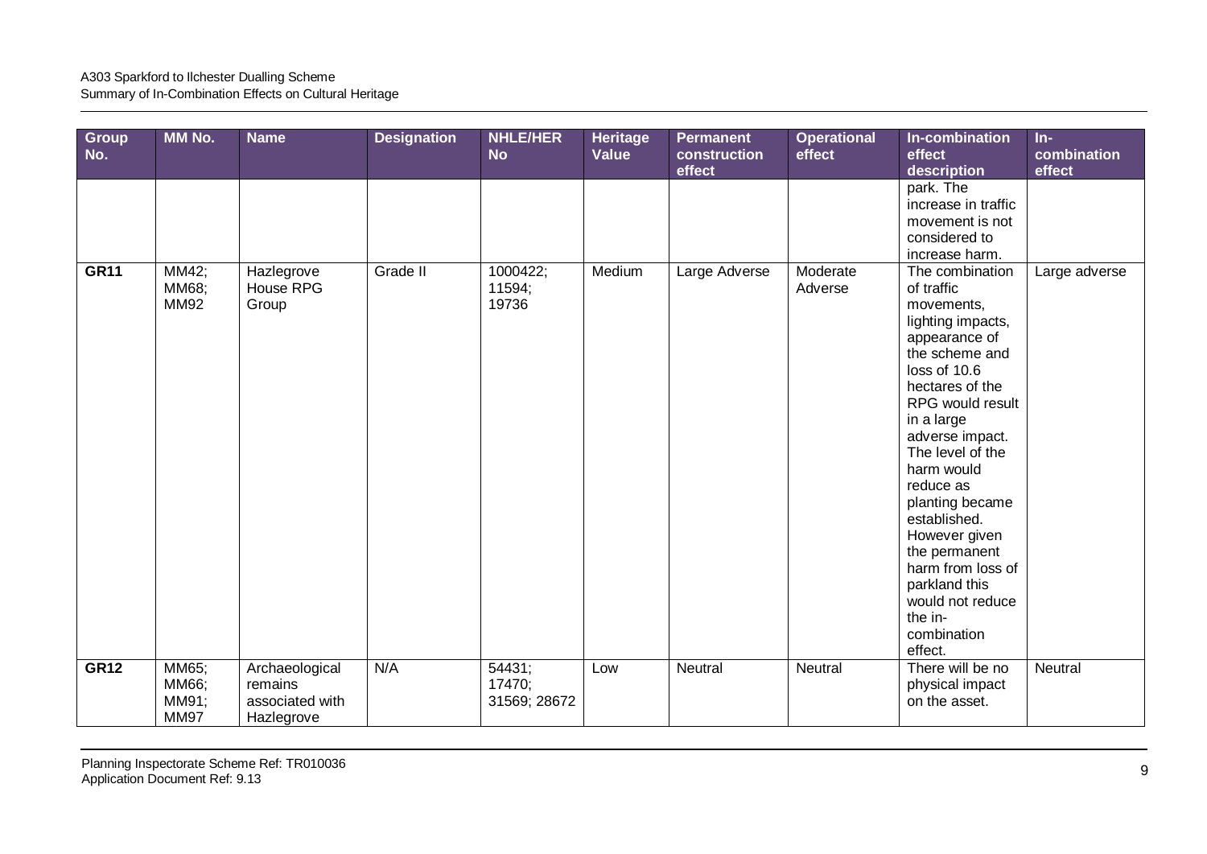| Group No. | MM No. | Name | Designation | NHLE/HER No | Heritage Value | Permanent construction effect | Operational effect | In-combination effect description | In-combination effect |
|---|---|---|---|---|---|---|---|---|---|
| | | | | | | | | park. The increase in traffic movement is not considered to increase harm. | |
| **GR11** | MM42; MM68; MM92 | Hazlegrove House RPG Group | Grade II | 1000422; 11594; 19736 | Medium | Large Adverse | Moderate Adverse | The combination of traffic movements, lighting impacts, appearance of the scheme and loss of 10.6 hectares of the RPG would result in a large adverse impact. The level of the harm would reduce as planting became established. However given the permanent harm from loss of parkland this would not reduce the in-combination effect. | Large adverse |
| **GR12** | MM65; MM66; MM91; MM97 | Archaeological remains associated with Hazlegrove | N/A | 54431; 17470; 31569; 28672 | Low | Neutral | Neutral | There will be no physical impact on the asset. | Neutral |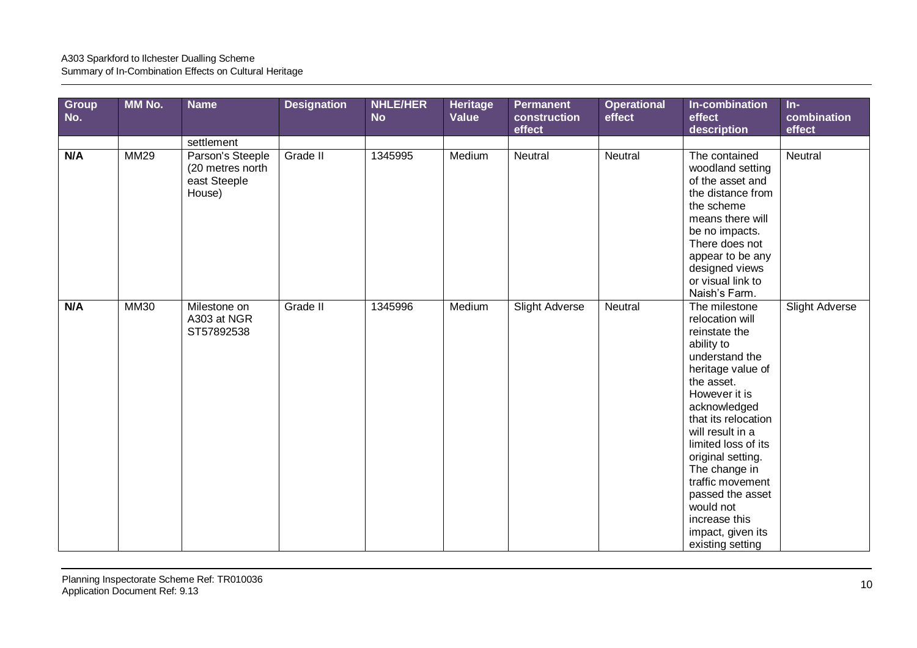| Group No. | MM No. | Name | Designation | NHLE/HER No | Heritage Value | Permanent construction effect | Operational effect | In-combination effect description | In-combination effect |
|---|---|---|---|---|---|---|---|---|---|
| | | settlement | | | | | | | |
| **N/A** | MM29 | Parson's Steeple (20 metres north east Steeple House) | Grade II | 1345995 | Medium | Neutral | Neutral | The contained woodland setting of the asset and the distance from the scheme means there will be no impacts. There does not appear to be any designed views or visual link to Naish's Farm. | Neutral |
| **N/A** | MM30 | Milestone on A303 at NGR ST57892538 | Grade II | 1345996 | Medium | Slight Adverse | Neutral | The milestone relocation will reinstate the ability to understand the heritage value of the asset. However it is acknowledged that its relocation will result in a limited loss of its original setting. The change in traffic movement passed the asset would not increase this impact, given its existing setting | Slight Adverse |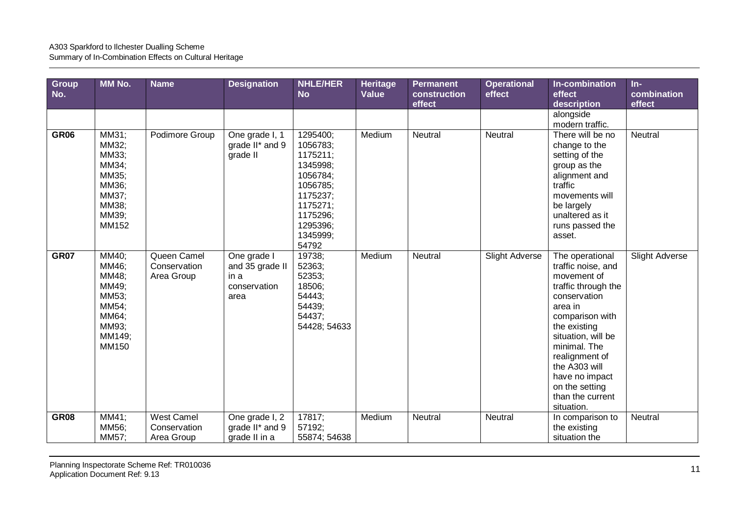| Group No. | MM No. | Name | Designation | NHLE/HER No | Heritage Value | Permanent construction effect | Operational effect | In-combination effect description | In-combination effect |
|---|---|---|---|---|---|---|---|---|---|
| | | | | | | | | alongside modern traffic. | |
| **GR06** | MM31; MM32; MM33; MM34; MM35; MM36; MM37; MM38; MM39; MM152 | Podimore Group | One grade I, 1 grade II* and 9 grade II | 1295400; 1056783; 1175211; 1345998; 1056784; 1056785; 1175237; 1175271; 1175296; 1295396; 1345999; 54792 | Medium | Neutral | Neutral | There will be no change to the setting of the group as the alignment and traffic movements will be largely unaltered as it runs passed the asset. | Neutral |
| **GR07** | MM40; MM46; MM48; MM49; MM53; MM54; MM64; MM93; MM149; MM150 | Queen Camel Conservation Area Group | One grade I and 35 grade II in a conservation area | 19738; 52363; 52353; 18506; 54443; 54439; 54437; 54428; 54633 | Medium | Neutral | Slight Adverse | The operational traffic noise, and movement of traffic through the conservation area in comparison with the existing situation, will be minimal. The realignment of the A303 will have no impact on the setting than the current situation. | Slight Adverse |
| **GR08** | MM41; MM56; MM57; | West Camel Conservation Area Group | One grade I, 2 grade II* and 9 grade II in a | 17817; 57192; 55874; 54638 | Medium | Neutral | Neutral | In comparison to the existing situation the | Neutral |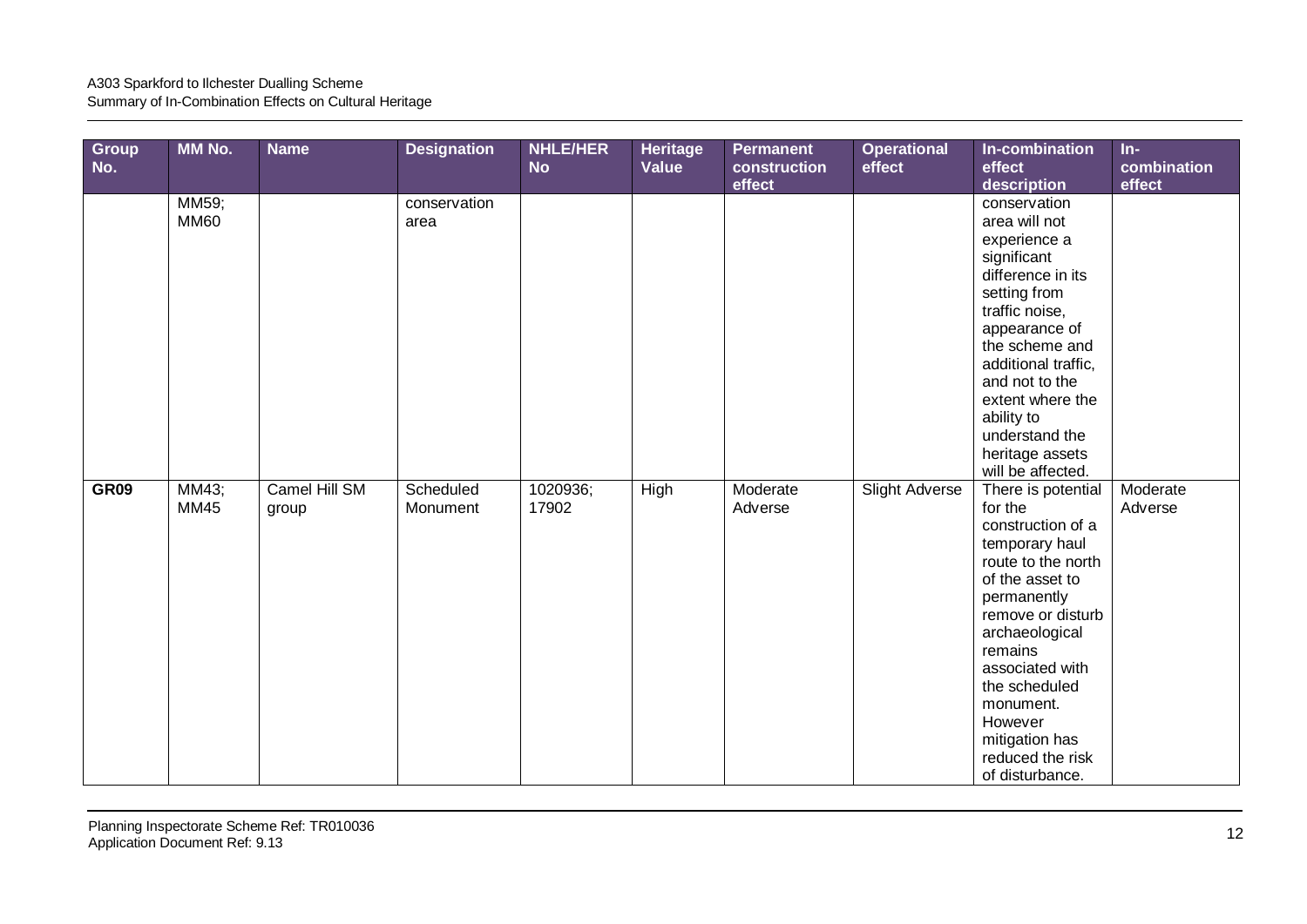| Group No. | MM No. | Name | Designation | NHLE/HER No | Heritage Value | Permanent construction effect | Operational effect | In-combination effect description | In-combination effect |
|---|---|---|---|---|---|---|---|---|---|
| | MM59; MM60 | | conservation area | | | | | conservation area will not experience a significant difference in its setting from traffic noise, appearance of the scheme and additional traffic, and not to the extent where the ability to understand the heritage assets will be affected. | |
| **GR09** | MM43; MM45 | Camel Hill SM group | Scheduled Monument | 1020936; 17902 | High | Moderate Adverse | Slight Adverse | There is potential for the construction of a temporary haul route to the north of the asset to permanently remove or disturb archaeological remains associated with the scheduled monument. However mitigation has reduced the risk of disturbance. | Moderate Adverse |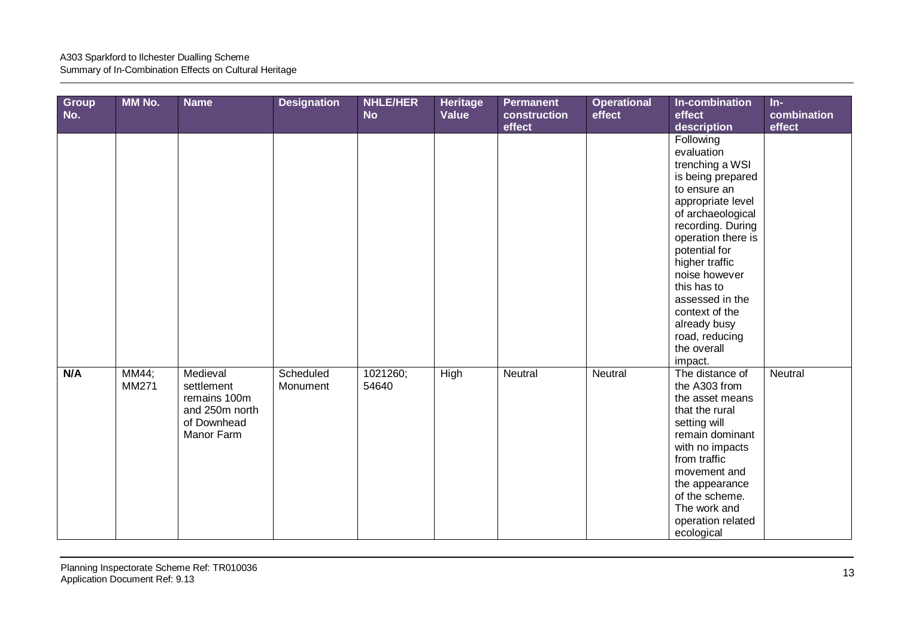| Group No. | MM No. | Name | Designation | NHLE/HER No | Heritage Value | Permanent construction effect | Operational effect | In-combination effect description | In-combination effect |
|---|---|---|---|---|---|---|---|---|---|
| | | | | | | | | Following evaluation trenching a WSI is being prepared to ensure an appropriate level of archaeological recording. During operation there is potential for higher traffic noise however this has to assessed in the context of the already busy road, reducing the overall impact. | |
| **N/A** | MM44; MM271 | Medieval settlement remains 100m and 250m north of Downhead Manor Farm | Scheduled Monument | 1021260; 54640 | High | Neutral | Neutral | The distance of the A303 from the asset means that the rural setting will remain dominant with no impacts from traffic movement and the appearance of the scheme. The work and operation related ecological | Neutral |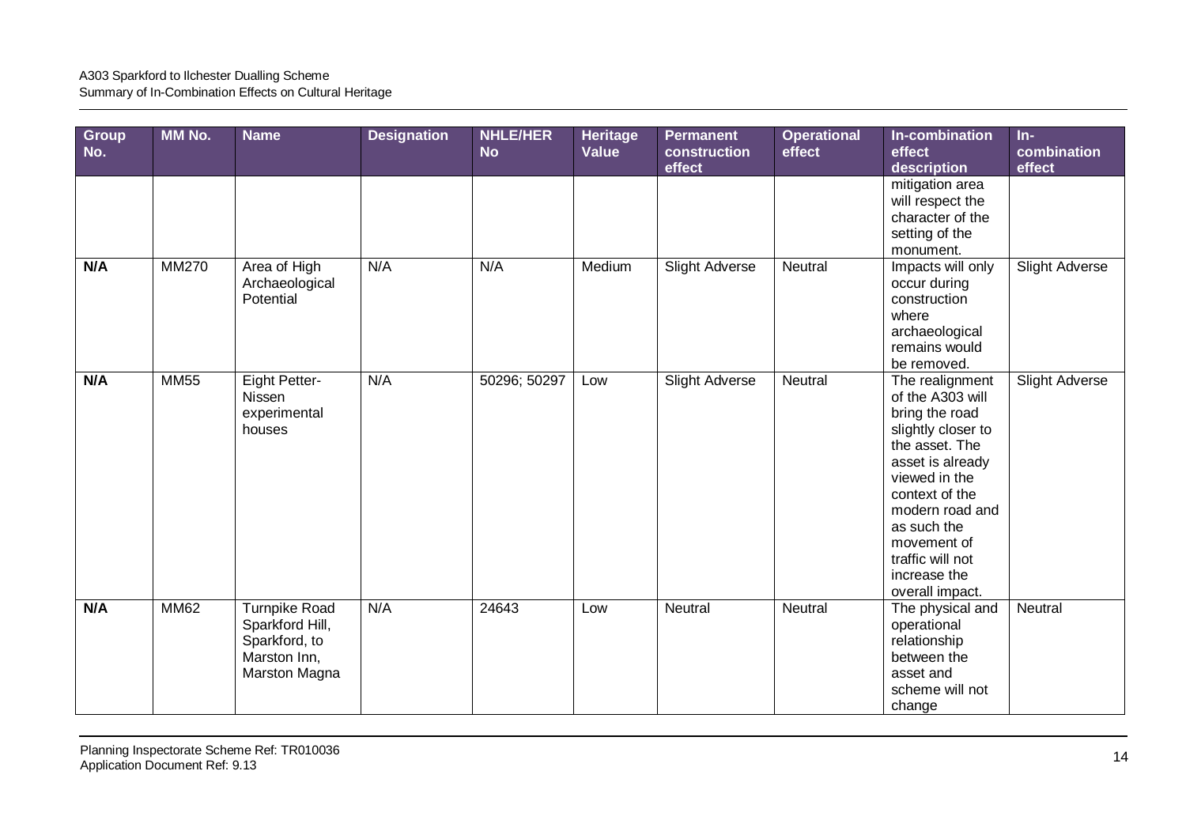| Group No. | MM No. | Name | Designation | NHLE/HER No | Heritage Value | Permanent construction effect | Operational effect | In-combination effect description | In-combination effect |
|---|---|---|---|---|---|---|---|---|---|
| | | | | | | | | mitigation area will respect the character of the setting of the monument. | |
| **N/A** | MM270 | Area of High Archaeological Potential | N/A | N/A | Medium | Slight Adverse | Neutral | Impacts will only occur during construction where archaeological remains would be removed. | Slight Adverse |
| **N/A** | MM55 | Eight Petter-Nissen experimental houses | N/A | 50296; 50297 | Low | Slight Adverse | Neutral | The realignment of the A303 will bring the road slightly closer to the asset. The asset is already viewed in the context of the modern road and as such the movement of traffic will not increase the overall impact. | Slight Adverse |
| **N/A** | MM62 | Turnpike Road Sparkford Hill, Sparkford, to Marston Inn, Marston Magna | N/A | 24643 | Low | Neutral | Neutral | The physical and operational relationship between the asset and scheme will not change | Neutral |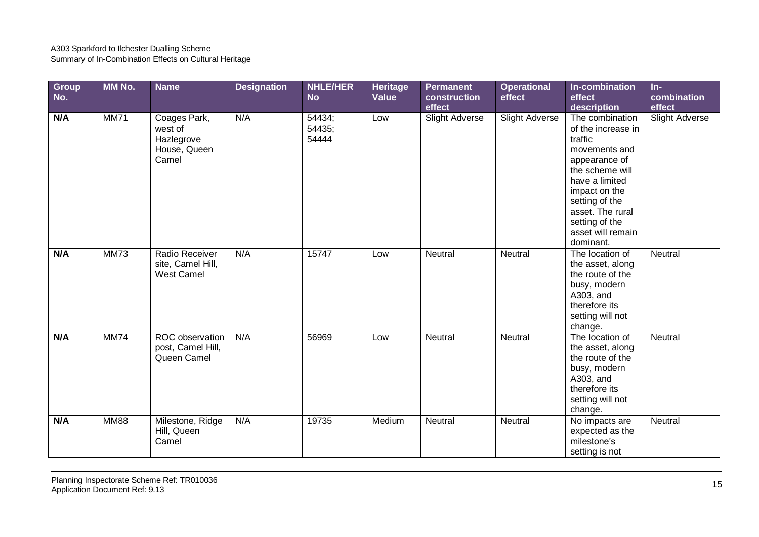| Group No. | MM No. | Name | Designation | NHLE/HER No | Heritage Value | Permanent construction effect | Operational effect | In-combination effect description | In-combination effect |
|---|---|---|---|---|---|---|---|---|---|
| **N/A** | MM71 | Coages Park, west of Hazlegrove House, Queen Camel | N/A | 54434; 54435; 54444 | Low | Slight Adverse | Slight Adverse | The combination of the increase in traffic movements and appearance of the scheme will have a limited impact on the setting of the asset. The rural setting of the asset will remain dominant. | Slight Adverse |
| **N/A** | MM73 | Radio Receiver site, Camel Hill, West Camel | N/A | 15747 | Low | Neutral | Neutral | The location of the asset, along the route of the busy, modern A303, and therefore its setting will not change. | Neutral |
| **N/A** | MM74 | ROC observation post, Camel Hill, Queen Camel | N/A | 56969 | Low | Neutral | Neutral | The location of the asset, along the route of the busy, modern A303, and therefore its setting will not change. | Neutral |
| **N/A** | MM88 | Milestone, Ridge Hill, Queen Camel | N/A | 19735 | Medium | Neutral | Neutral | No impacts are expected as the milestone's setting is not | Neutral |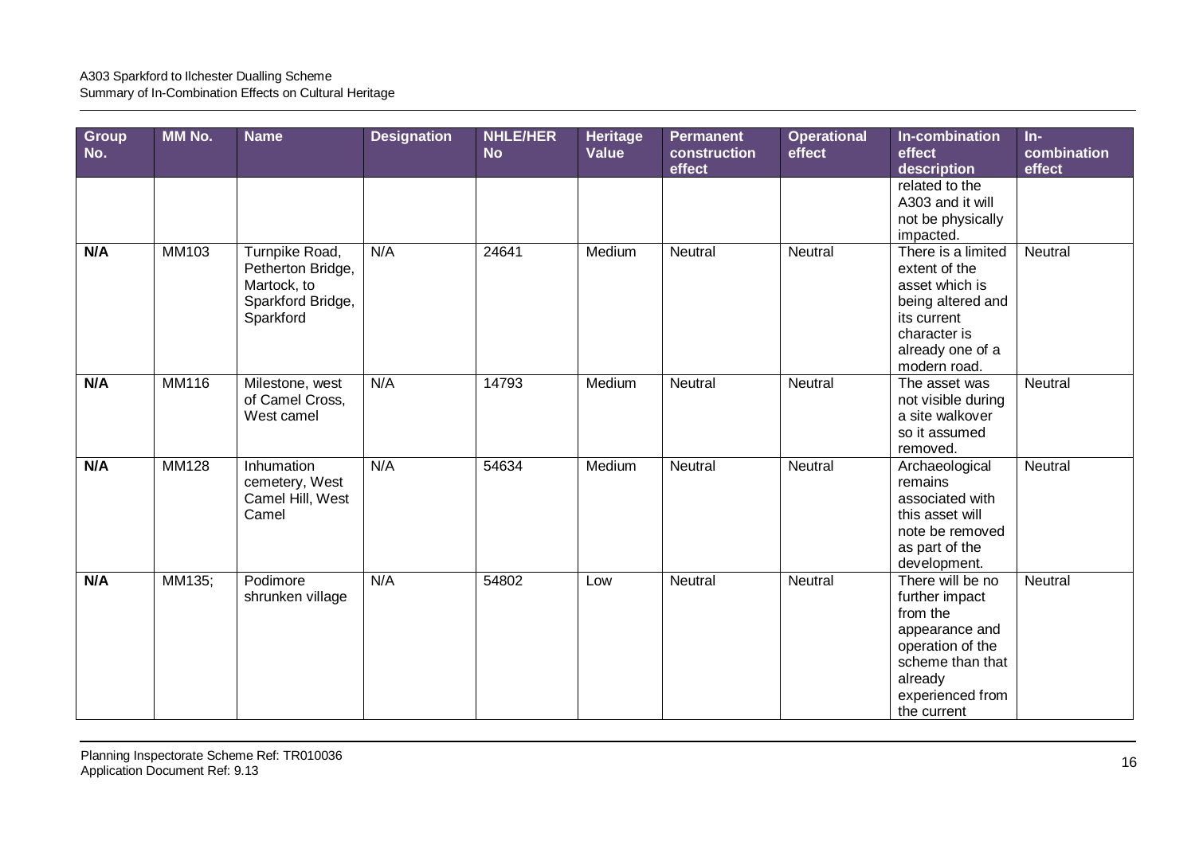| Group No. | MM No. | Name | Designation | NHLE/HER No | Heritage Value | Permanent construction effect | Operational effect | In-combination effect description | In-combination effect |
|---|---|---|---|---|---|---|---|---|---|
| | | | | | | | | related to the A303 and it will not be physically impacted. | |
| **N/A** | MM103 | Turnpike Road, Petherton Bridge, Martock, to Sparkford Bridge, Sparkford | N/A | 24641 | Medium | Neutral | Neutral | There is a limited extent of the asset which is being altered and its current character is already one of a modern road. | Neutral |
| **N/A** | MM116 | Milestone, west of Camel Cross, West camel | N/A | 14793 | Medium | Neutral | Neutral | The asset was not visible during a site walkover so it assumed removed. | Neutral |
| **N/A** | MM128 | Inhumation cemetery, West Camel Hill, West Camel | N/A | 54634 | Medium | Neutral | Neutral | Archaeological remains associated with this asset will note be removed as part of the development. | Neutral |
| **N/A** | MM135; | Podimore shrunken village | N/A | 54802 | Low | Neutral | Neutral | There will be no further impact from the appearance and operation of the scheme than that already experienced from the current | Neutral |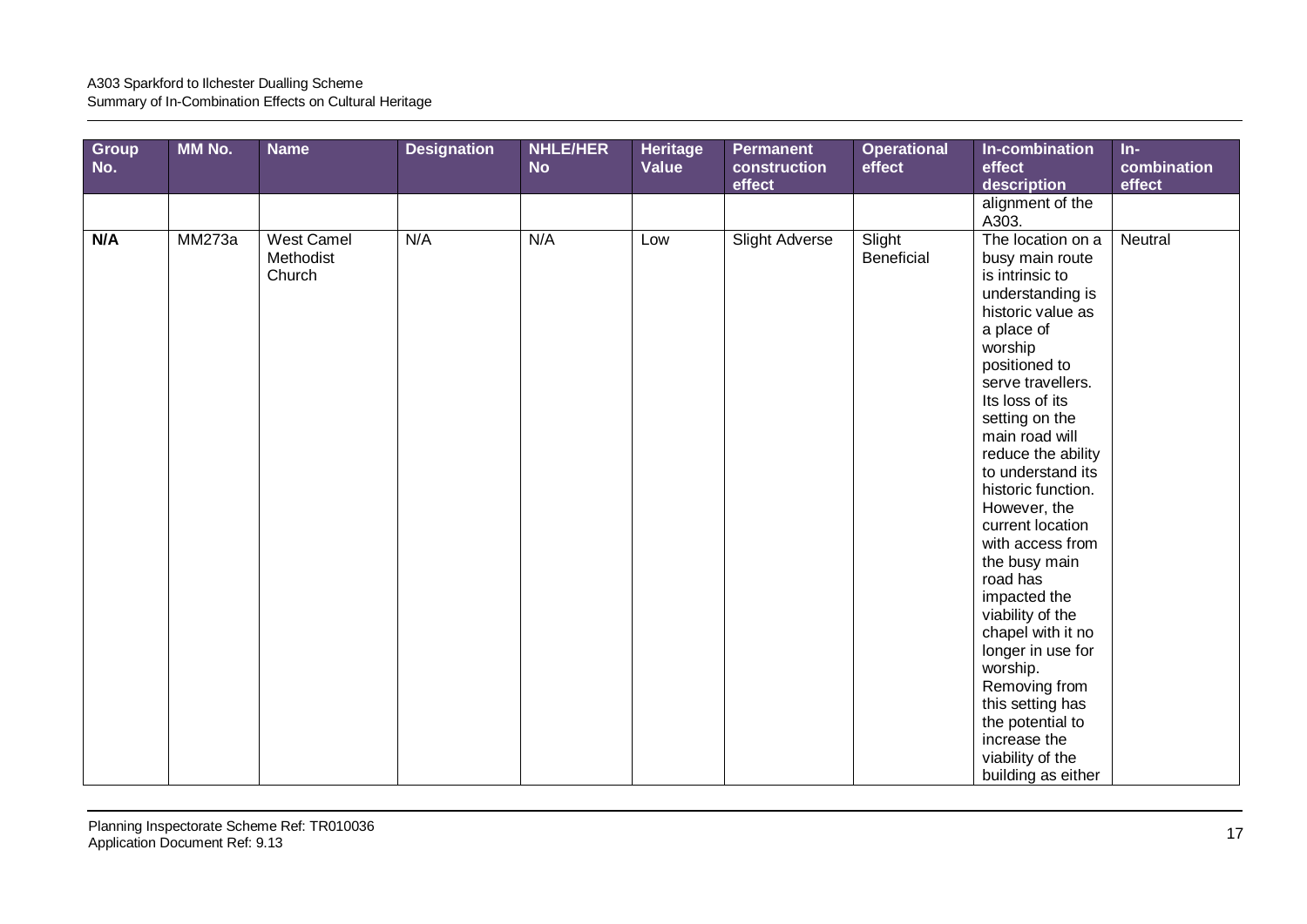| Group No. | MM No. | Name | Designation | NHLE/HER No | Heritage Value | Permanent construction effect | Operational effect | In-combination effect description | In-combination effect |
|---|---|---|---|---|---|---|---|---|---|
| | | | | | | | | alignment of the A303. | |
| **N/A** | MM273a | West Camel Methodist Church | N/A | N/A | Low | Slight Adverse | Slight Beneficial | The location on a busy main route is intrinsic to understanding is historic value as a place of worship positioned to serve travellers. Its loss of its setting on the main road will reduce the ability to understand its historic function. However, the current location with access from the busy main road has impacted the viability of the chapel with it no longer in use for worship. Removing from this setting has the potential to increase the viability of the building as either | Neutral |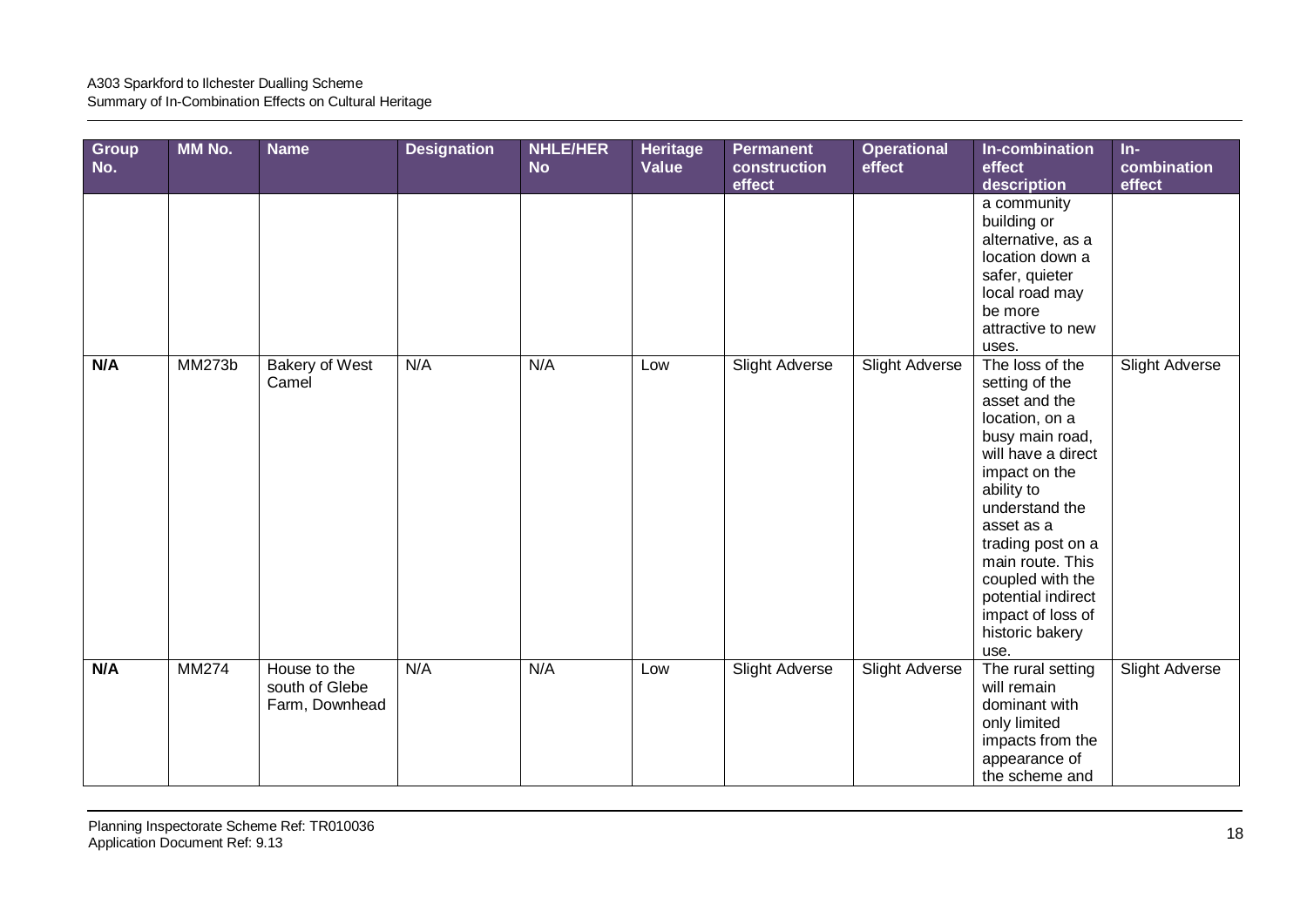| Group No. | MM No. | Name | Designation | NHLE/HER No | Heritage Value | Permanent construction effect | Operational effect | In-combination effect description | In-combination effect |
|---|---|---|---|---|---|---|---|---|---|
| | | | | | | | | a community building or alternative, as a location down a safer, quieter local road may be more attractive to new uses. | |
| **N/A** | MM273b | Bakery of West Camel | N/A | N/A | Low | Slight Adverse | Slight Adverse | The loss of the setting of the asset and the location, on a busy main road, will have a direct impact on the ability to understand the asset as a trading post on a main route. This coupled with the potential indirect impact of loss of historic bakery use. | Slight Adverse |
| **N/A** | MM274 | House to the south of Glebe Farm, Downhead | N/A | N/A | Low | Slight Adverse | Slight Adverse | The rural setting will remain dominant with only limited impacts from the appearance of the scheme and | Slight Adverse |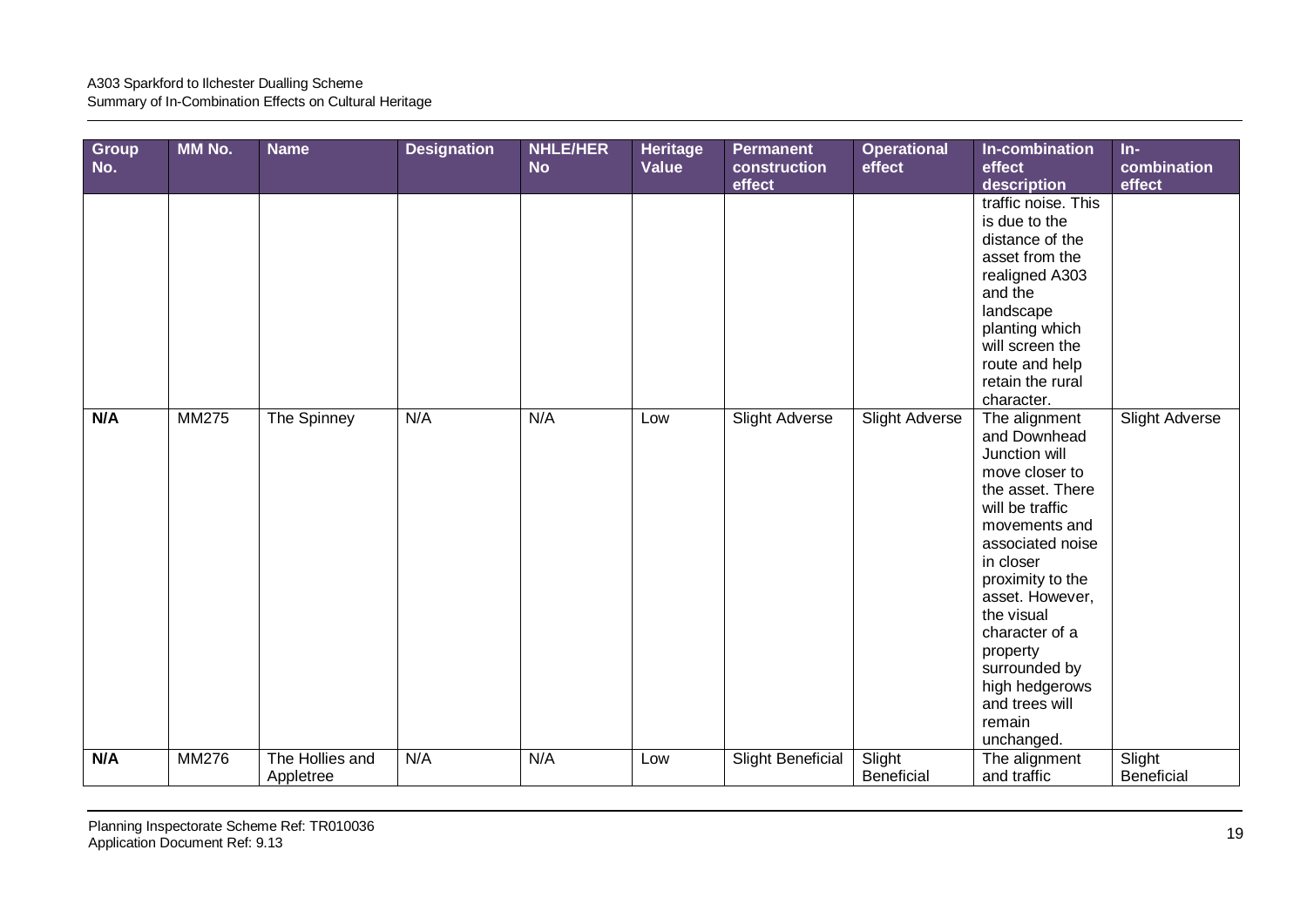| Group No. | MM No. | Name | Designation | NHLE/HER No | Heritage Value | Permanent construction effect | Operational effect | In-combination effect description | In-combination effect |
|---|---|---|---|---|---|---|---|---|---|
| | | | | | | | | traffic noise. This is due to the distance of the asset from the realigned A303 and the landscape planting which will screen the route and help retain the rural character. | |
| **N/A** | MM275 | The Spinney | N/A | N/A | Low | Slight Adverse | Slight Adverse | The alignment and Downhead Junction will move closer to the asset. There will be traffic movements and associated noise in closer proximity to the asset. However, the visual character of a property surrounded by high hedgerows and trees will remain unchanged. | Slight Adverse |
| **N/A** | MM276 | The Hollies and Appletree | N/A | N/A | Low | Slight Beneficial | Slight Beneficial | The alignment and traffic | Slight Beneficial |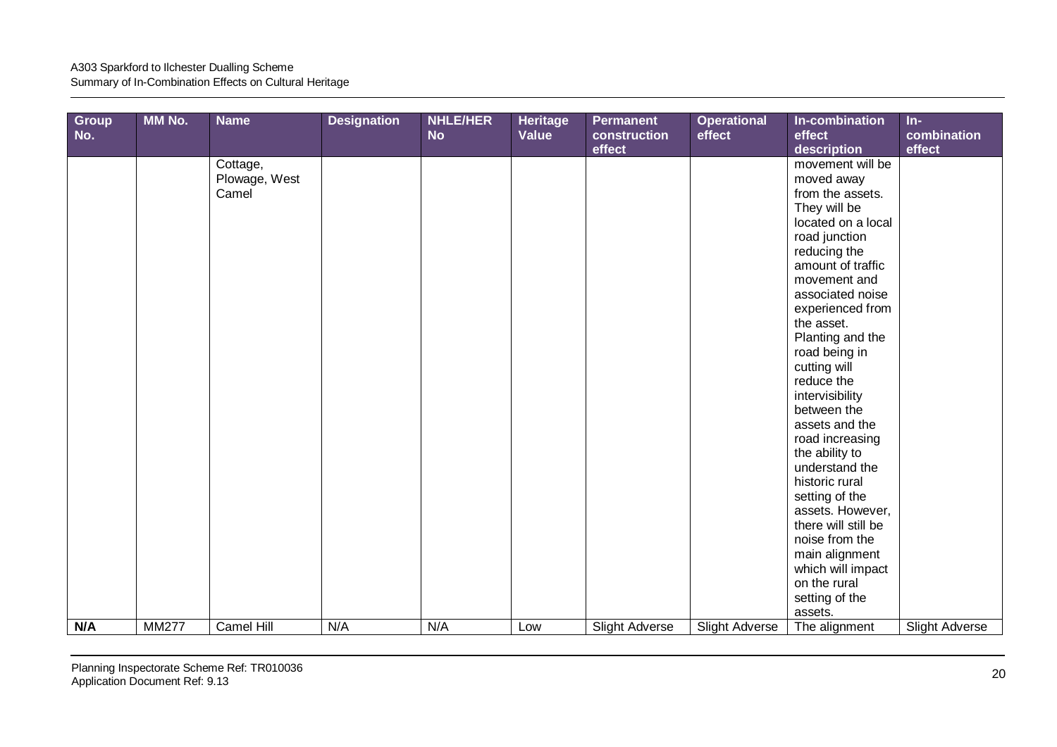| Group No. | MM No. | Name | Designation | NHLE/HER No | Heritage Value | Permanent construction effect | Operational effect | In-combination effect description | In-combination effect |
|---|---|---|---|---|---|---|---|---|---|
| | | Cottage, Plowage, West Camel | | | | | | movement will be moved away from the assets. They will be located on a local road junction reducing the amount of traffic movement and associated noise experienced from the asset. Planting and the road being in cutting will reduce the intervisibility between the assets and the road increasing the ability to understand the historic rural setting of the assets. However, there will still be noise from the main alignment which will impact on the rural setting of the assets. | |
| **N/A** | MM277 | Camel Hill | N/A | N/A | Low | Slight Adverse | Slight Adverse | The alignment | Slight Adverse |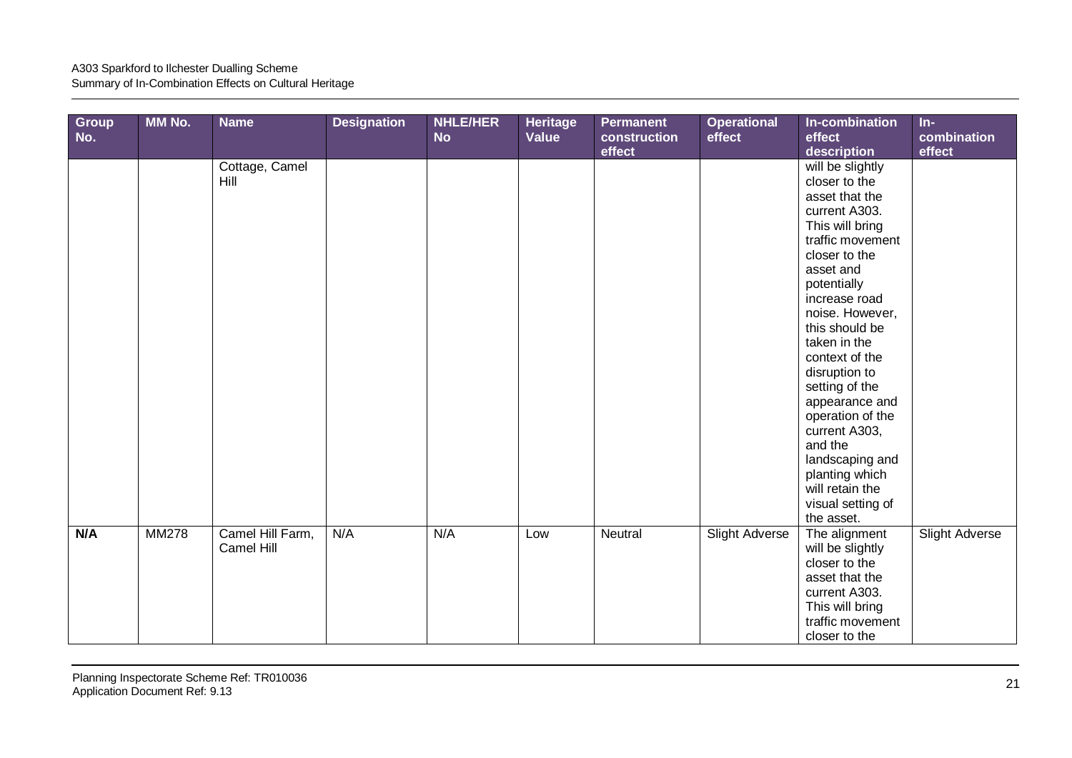| Group No. | MM No. | Name | Designation | NHLE/HER No | Heritage Value | Permanent construction effect | Operational effect | In-combination effect description | In-combination effect |
|---|---|---|---|---|---|---|---|---|---|
| | | Cottage, Camel Hill | | | | | | will be slightly closer to the asset that the current A303. This will bring traffic movement closer to the asset and potentially increase road noise. However, this should be taken in the context of the disruption to setting of the appearance and operation of the current A303, and the landscaping and planting which will retain the visual setting of the asset. | |
| **N/A** | MM278 | Camel Hill Farm, Camel Hill | N/A | N/A | Low | Neutral | Slight Adverse | The alignment will be slightly closer to the asset that the current A303. This will bring traffic movement closer to the | Slight Adverse |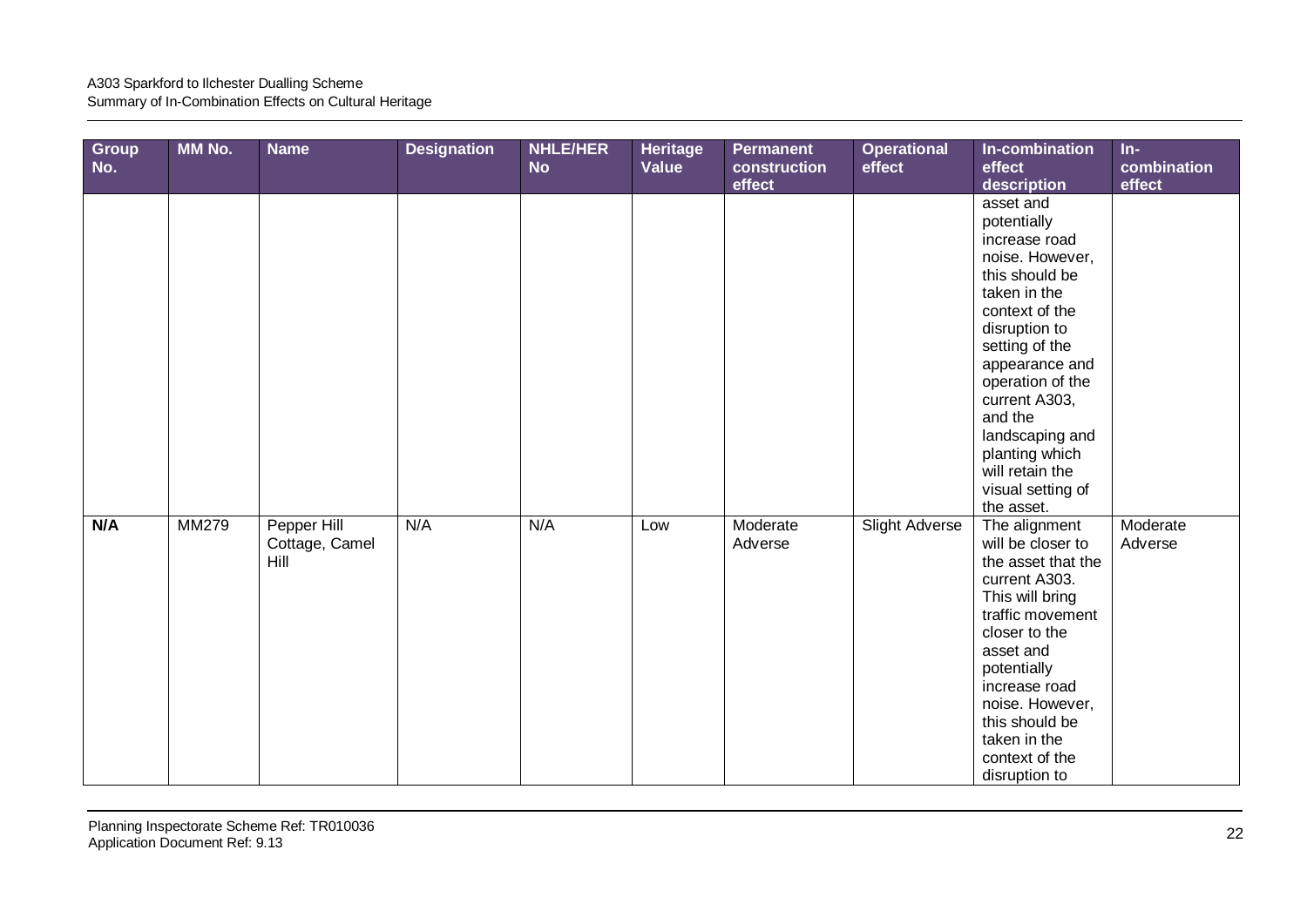| Group No. | MM No. | Name | Designation | NHLE/HER No | Heritage Value | Permanent construction effect | Operational effect | In-combination effect description | In-combination effect |
|---|---|---|---|---|---|---|---|---|---|
| | | | | | | | | asset and potentially increase road noise. However, this should be taken in the context of the disruption to setting of the appearance and operation of the current A303, and the landscaping and planting which will retain the visual setting of the asset. | |
| **N/A** | MM279 | Pepper Hill Cottage, Camel Hill | N/A | N/A | Low | Moderate Adverse | Slight Adverse | The alignment will be closer to the asset that the current A303. This will bring traffic movement closer to the asset and potentially increase road noise. However, this should be taken in the context of the disruption to | Moderate Adverse |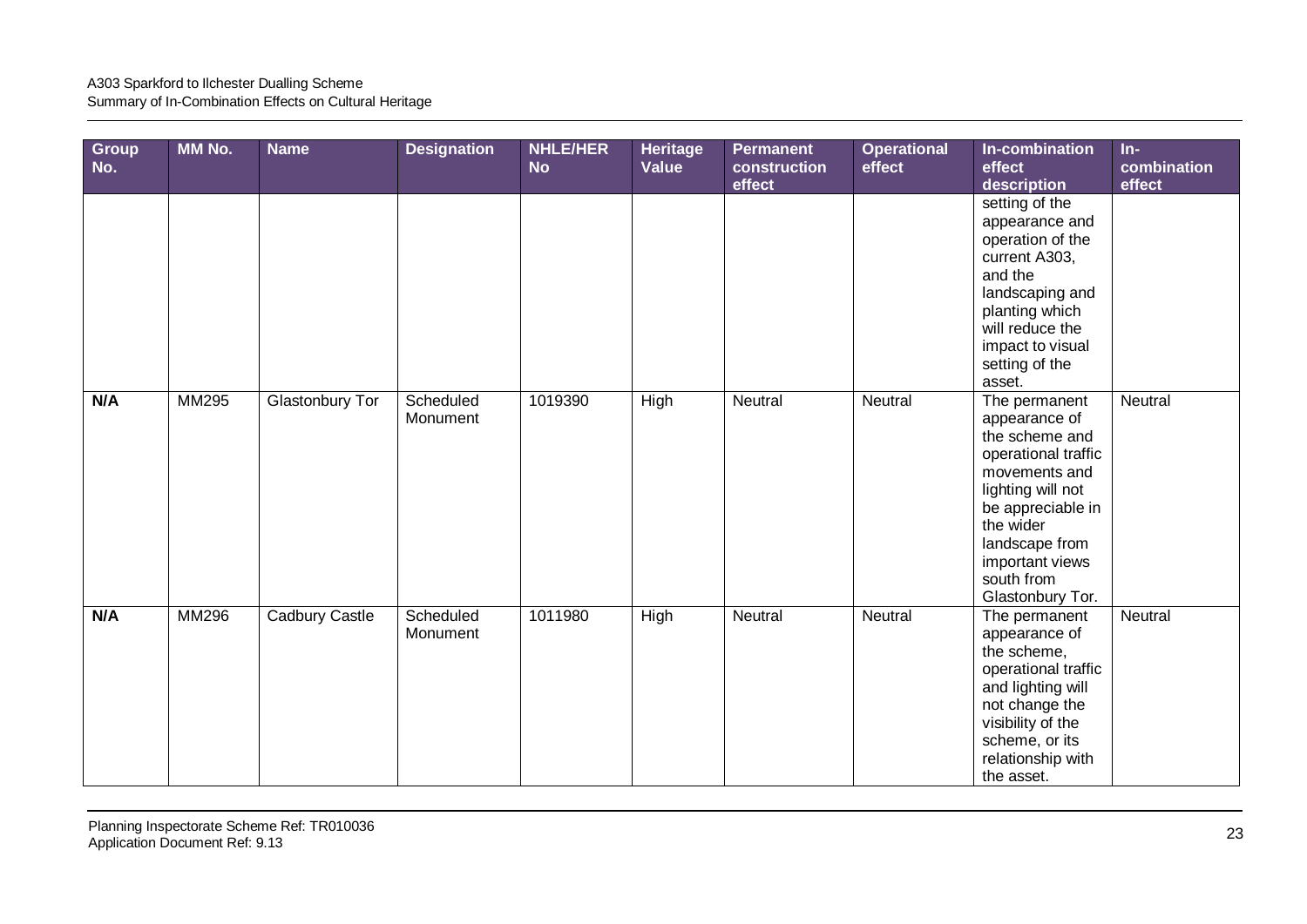| Group No. | MM No. | Name | Designation | NHLE/HER No | Heritage Value | Permanent construction effect | Operational effect | In-combination effect description | In-combination effect |
|---|---|---|---|---|---|---|---|---|---|
| | | | | | | | | setting of the appearance and operation of the current A303, and the landscaping and planting which will reduce the impact to visual setting of the asset. | |
| **N/A** | MM295 | Glastonbury Tor | Scheduled Monument | 1019390 | High | Neutral | Neutral | The permanent appearance of the scheme and operational traffic movements and lighting will not be appreciable in the wider landscape from important views south from Glastonbury Tor. | Neutral |
| **N/A** | MM296 | Cadbury Castle | Scheduled Monument | 1011980 | High | Neutral | Neutral | The permanent appearance of the scheme, operational traffic and lighting will not change the visibility of the scheme, or its relationship with the asset. | Neutral |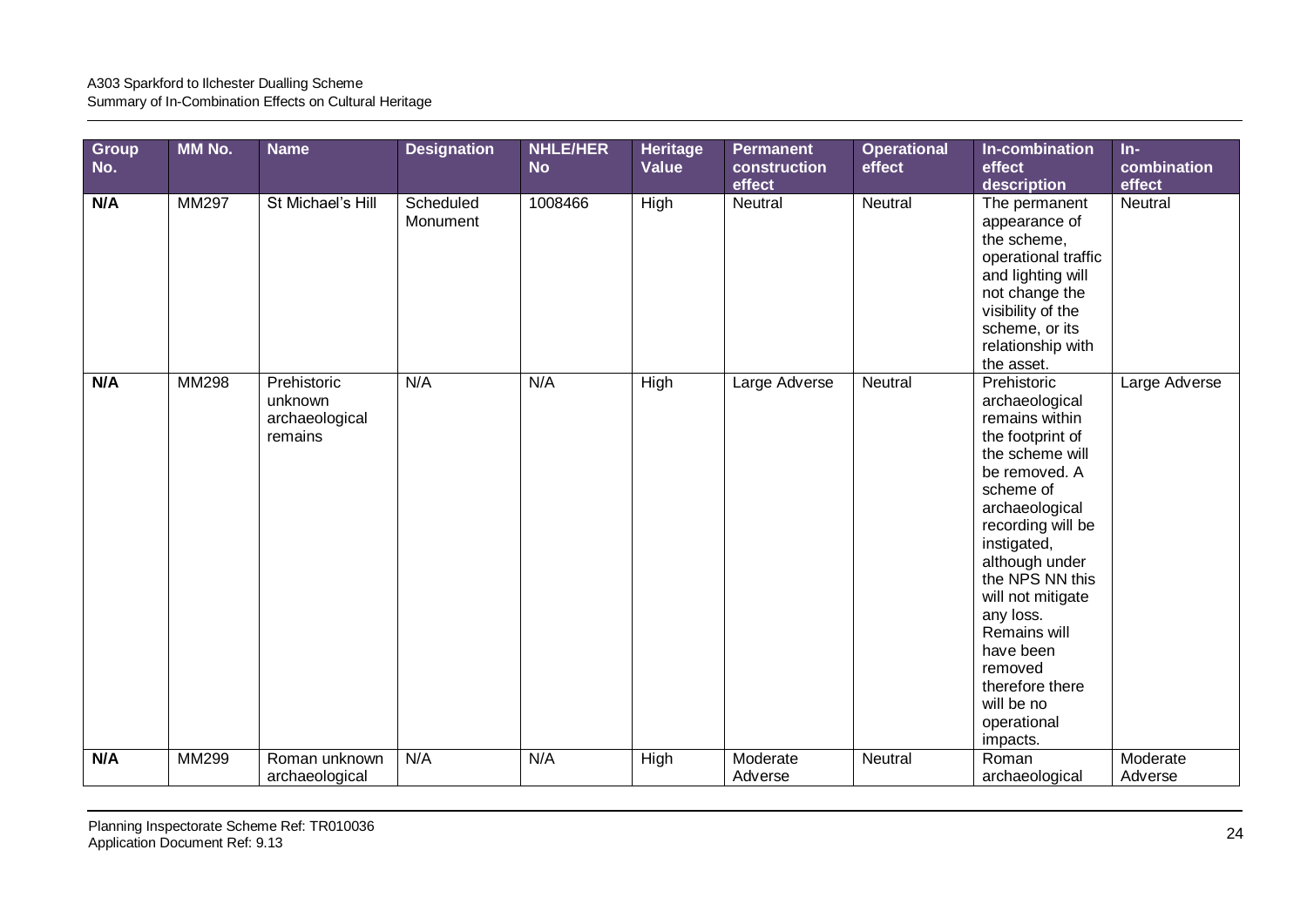| Group No. | MM No. | Name | Designation | NHLE/HER No | Heritage Value | Permanent construction effect | Operational effect | In-combination effect description | In-combination effect |
|---|---|---|---|---|---|---|---|---|---|
| N/A | MM297 | St Michael's Hill | Scheduled Monument | 1008466 | High | Neutral | Neutral | The permanent appearance of the scheme, operational traffic and lighting will not change the visibility of the scheme, or its relationship with the asset. | Neutral |
| N/A | MM298 | Prehistoric unknown archaeological remains | N/A | N/A | High | Large Adverse | Neutral | Prehistoric archaeological remains within the footprint of the scheme will be removed. A scheme of archaeological recording will be instigated, although under the NPS NN this will not mitigate any loss. Remains will have been removed therefore there will be no operational impacts. | Large Adverse |
| N/A | MM299 | Roman unknown archaeological | N/A | N/A | High | Moderate Adverse | Neutral | Roman archaeological | Moderate Adverse |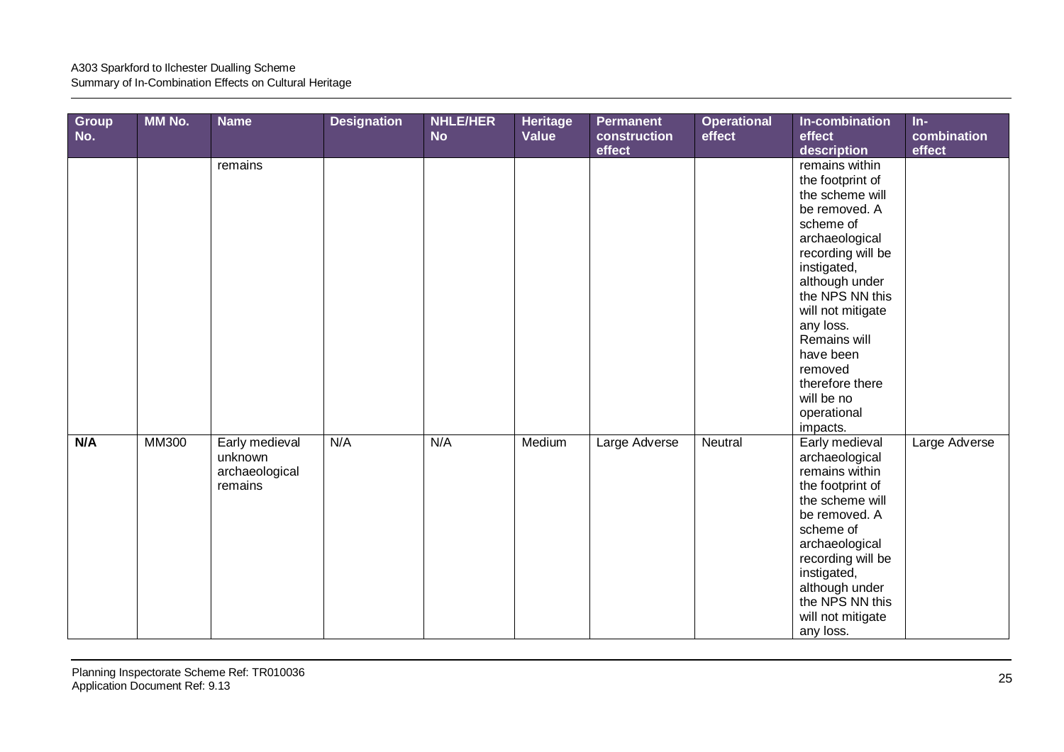| Group No. | MM No. | Name | Designation | NHLE/HER No | Heritage Value | Permanent construction effect | Operational effect | In-combination effect description | In-combination effect |
|---|---|---|---|---|---|---|---|---|---|
| | | remains | | | | | | remains within the footprint of the scheme will be removed. A scheme of archaeological recording will be instigated, although under the NPS NN this will not mitigate any loss. Remains will have been removed therefore there will be no operational impacts. | |
| **N/A** | MM300 | Early medieval unknown archaeological remains | N/A | N/A | Medium | Large Adverse | Neutral | Early medieval archaeological remains within the footprint of the scheme will be removed. A scheme of archaeological recording will be instigated, although under the NPS NN this will not mitigate any loss. | Large Adverse |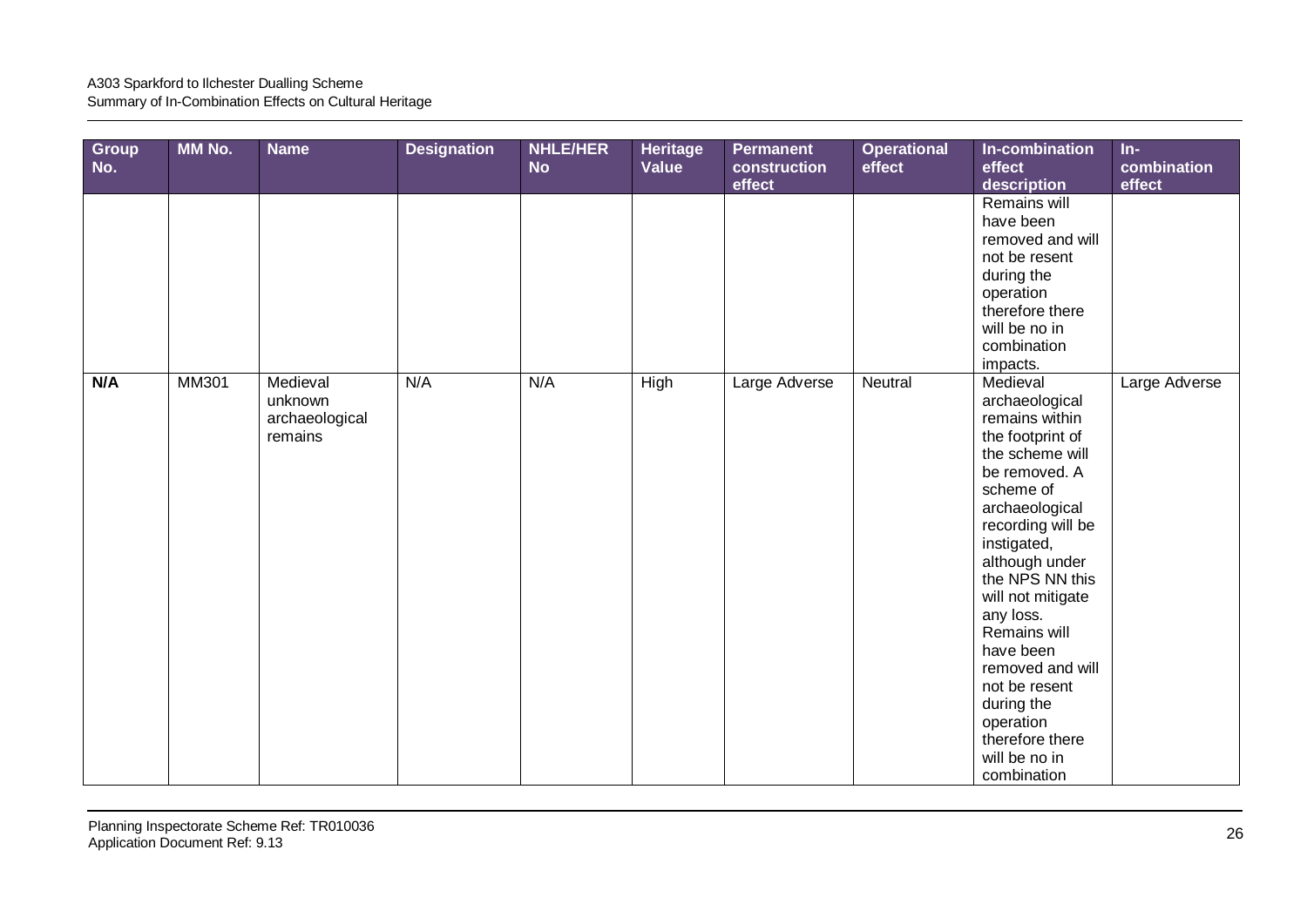| Group No. | MM No. | Name | Designation | NHLE/HER No | Heritage Value | Permanent construction effect | Operational effect | In-combination effect description | In-combination effect |
|---|---|---|---|---|---|---|---|---|---|
| | | | | | | | | Remains will have been removed and will not be resent during the operation therefore there will be no in combination impacts. | |
| **N/A** | MM301 | Medieval unknown archaeological remains | N/A | N/A | High | Large Adverse | Neutral | Medieval archaeological remains within the footprint of the scheme will be removed. A scheme of archaeological recording will be instigated, although under the NPS NN this will not mitigate any loss. Remains will have been removed and will not be resent during the operation therefore there will be no in combination | Large Adverse |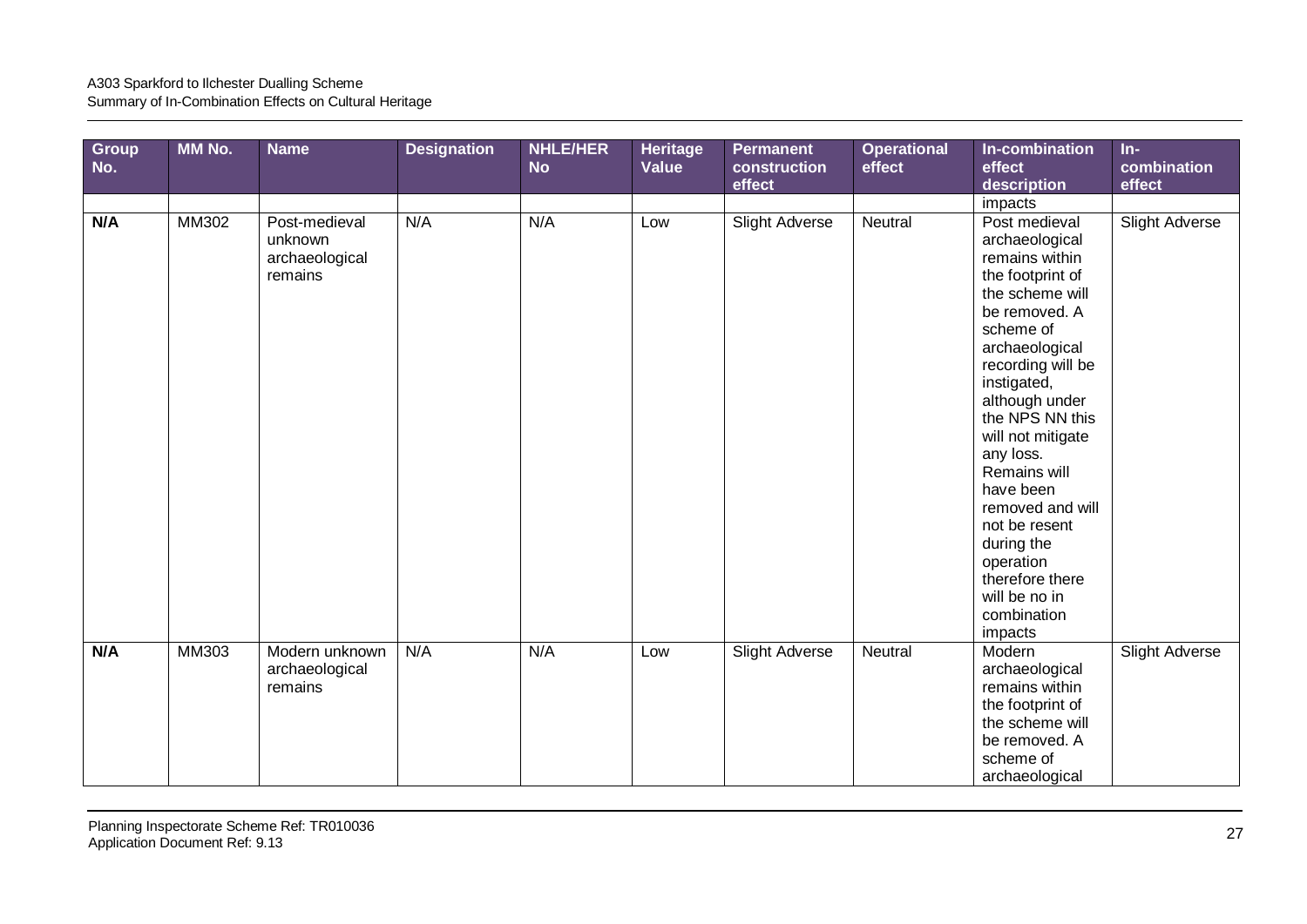| Group No. | MM No. | Name | Designation | NHLE/HER No | Heritage Value | Permanent construction effect | Operational effect | In-combination effect description | In-combination effect |
|---|---|---|---|---|---|---|---|---|---|
| | | | | | | | | impacts | |
| **N/A** | MM302 | Post-medieval unknown archaeological remains | N/A | N/A | Low | Slight Adverse | Neutral | Post medieval archaeological remains within the footprint of the scheme will be removed. A scheme of archaeological recording will be instigated, although under the NPS NN this will not mitigate any loss. Remains will have been removed and will not be resent during the operation therefore there will be no in combination impacts | Slight Adverse |
| **N/A** | MM303 | Modern unknown archaeological remains | N/A | N/A | Low | Slight Adverse | Neutral | Modern archaeological remains within the footprint of the scheme will be removed. A scheme of archaeological | Slight Adverse |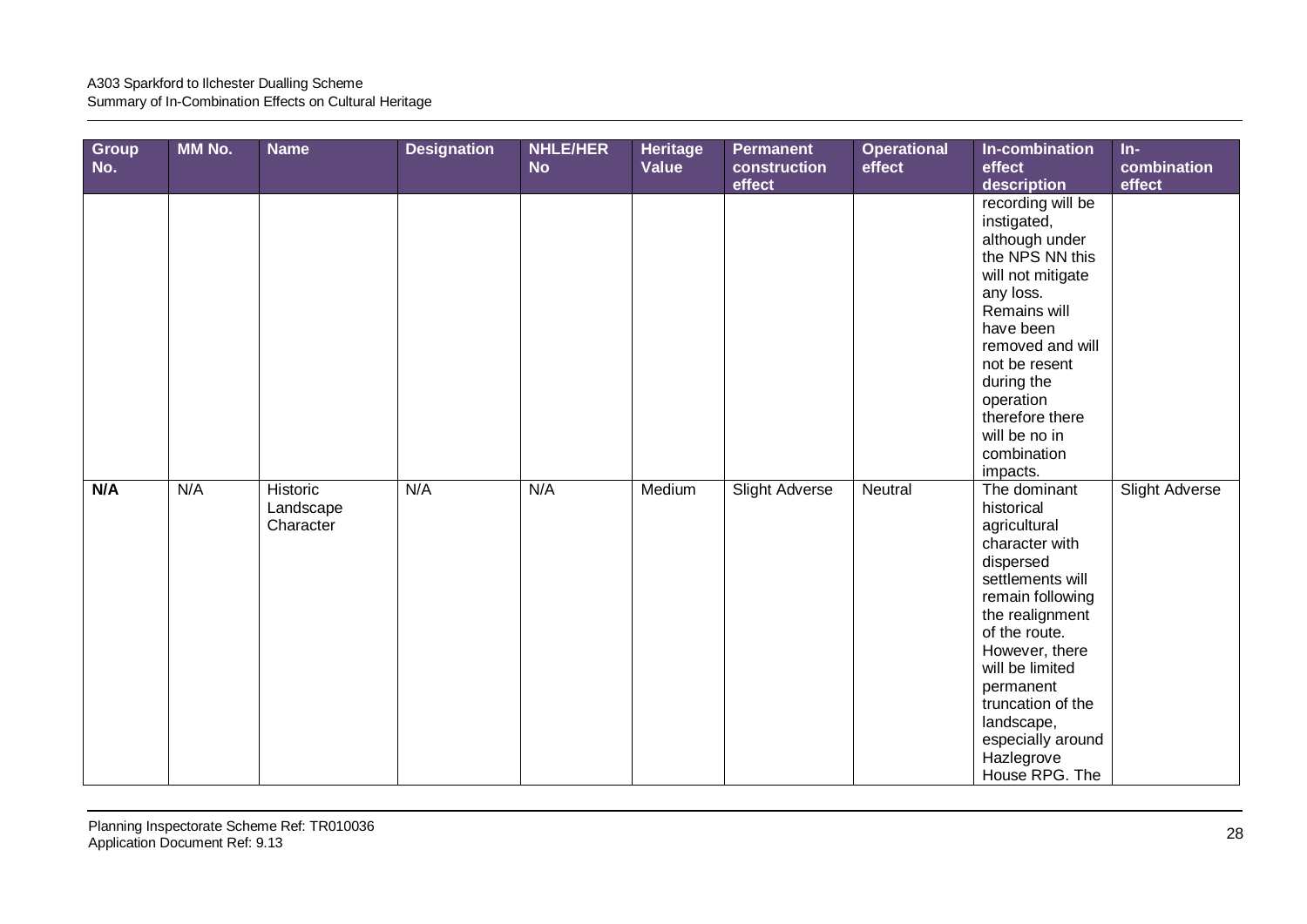| Group No. | MM No. | Name | Designation | NHLE/HER No | Heritage Value | Permanent construction effect | Operational effect | In-combination effect description | In-combination effect |
|---|---|---|---|---|---|---|---|---|---|
| | | | | | | | | recording will be instigated, although under the NPS NN this will not mitigate any loss. Remains will have been removed and will not be resent during the operation therefore there will be no in combination impacts. | |
| **N/A** | N/A | Historic Landscape Character | N/A | N/A | Medium | Slight Adverse | Neutral | The dominant historical agricultural character with dispersed settlements will remain following the realignment of the route. However, there will be limited permanent truncation of the landscape, especially around Hazlegrove House RPG. The | Slight Adverse |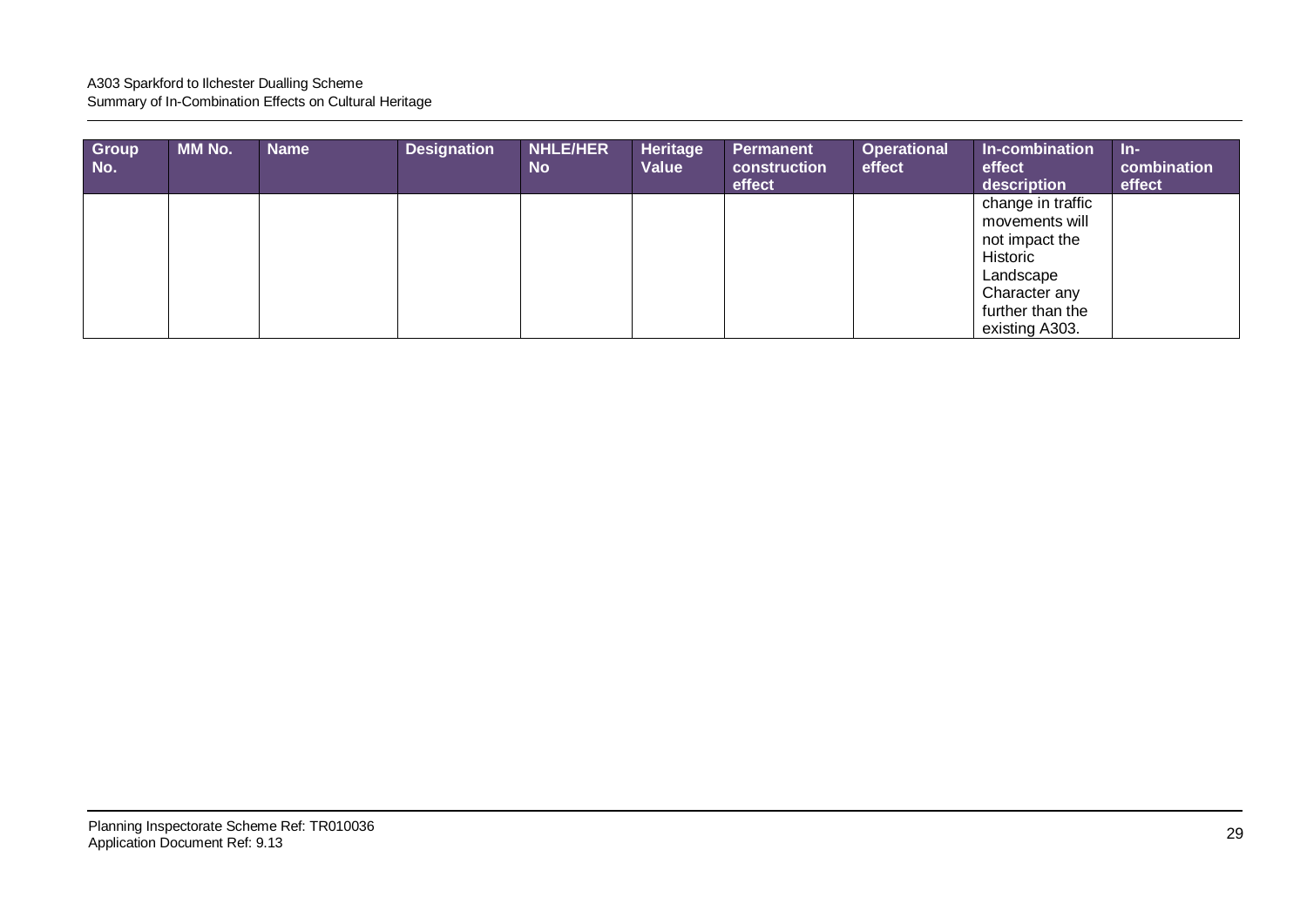| Group No. | MM No. | Name | Designation | NHLE/HER No | Heritage Value | Permanent construction effect | Operational effect | In-combination effect description | In-combination effect |
|---|---|---|---|---|---|---|---|---|---|
| | | | | | | | | change in traffic movements will not impact the Historic Landscape Character any further than the existing A303. | |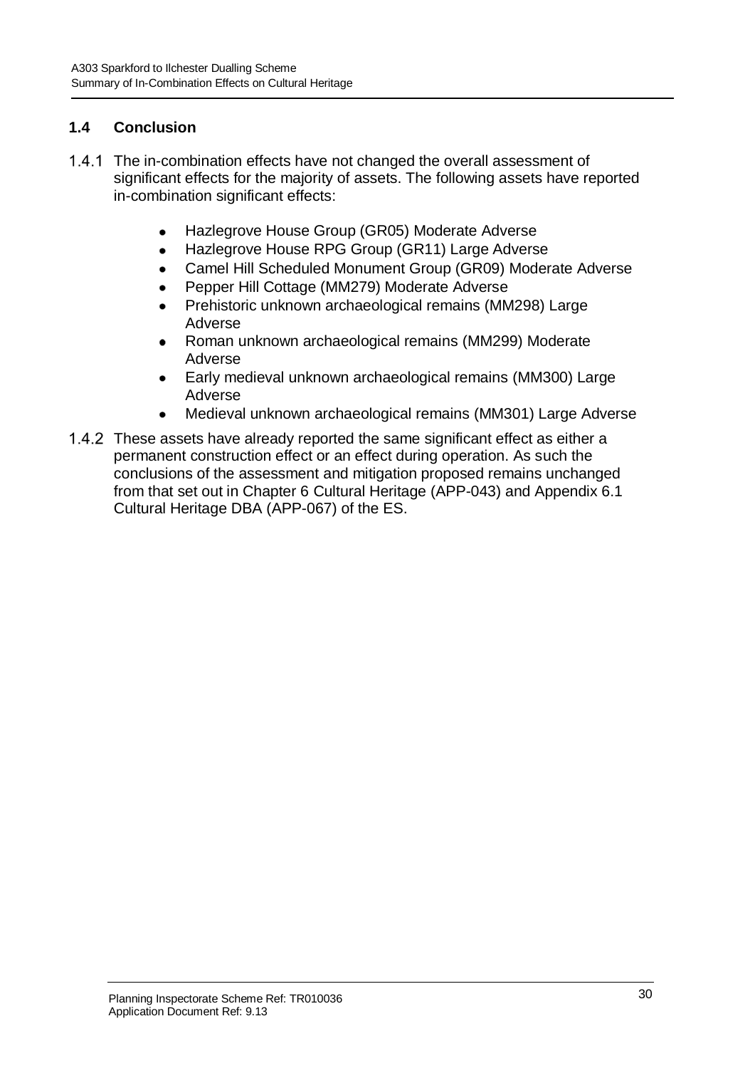## 1.4 Conclusion

1.4.1 The in-combination effects have not changed the overall assessment of significant effects for the majority of assets. The following assets have reported in-combination significant effects:

- Hazlegrove House Group (GR05) Moderate Adverse
- Hazlegrove House RPG Group (GR11) Large Adverse
- Camel Hill Scheduled Monument Group (GR09) Moderate Adverse
- Pepper Hill Cottage (MM279) Moderate Adverse
- Prehistoric unknown archaeological remains (MM298) Large Adverse
- Roman unknown archaeological remains (MM299) Moderate Adverse
- Early medieval unknown archaeological remains (MM300) Large Adverse
- Medieval unknown archaeological remains (MM301) Large Adverse

1.4.2 These assets have already reported the same significant effect as either a permanent construction effect or an effect during operation. As such the conclusions of the assessment and mitigation proposed remains unchanged from that set out in Chapter 6 Cultural Heritage (APP-043) and Appendix 6.1 Cultural Heritage DBA (APP-067) of the ES.